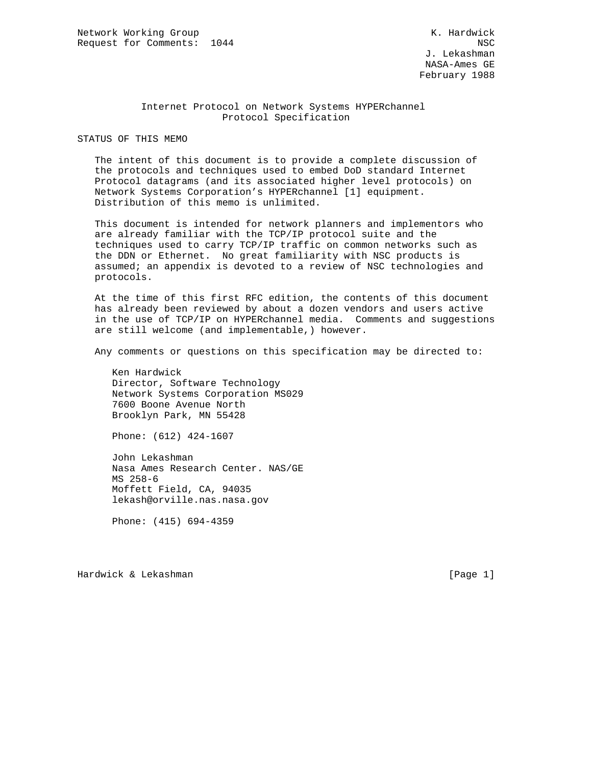Network Working Group K. Hardwick
Request for Comments: 1044 NSC
J. Lekashman
NASA-Ames GE
February 1988

# Internet Protocol on Network Systems HYPERchannel Protocol Specification

## STATUS OF THIS MEMO

The intent of this document is to provide a complete discussion of the protocols and techniques used to embed DoD standard Internet Protocol datagrams (and its associated higher level protocols) on Network Systems Corporation's HYPERchannel [1] equipment. Distribution of this memo is unlimited.

This document is intended for network planners and implementors who are already familiar with the TCP/IP protocol suite and the techniques used to carry TCP/IP traffic on common networks such as the DDN or Ethernet. No great familiarity with NSC products is assumed; an appendix is devoted to a review of NSC technologies and protocols.

At the time of this first RFC edition, the contents of this document has already been reviewed by about a dozen vendors and users active in the use of TCP/IP on HYPERchannel media. Comments and suggestions are still welcome (and implementable,) however.

Any comments or questions on this specification may be directed to:

Ken Hardwick
Director, Software Technology
Network Systems Corporation MS029
7600 Boone Avenue North
Brooklyn Park, MN 55428

Phone: (612) 424-1607

John Lekashman
Nasa Ames Research Center. NAS/GE
MS 258-6
Moffett Field, CA, 94035
lekash@orville.nas.nasa.gov

Phone: (415) 694-4359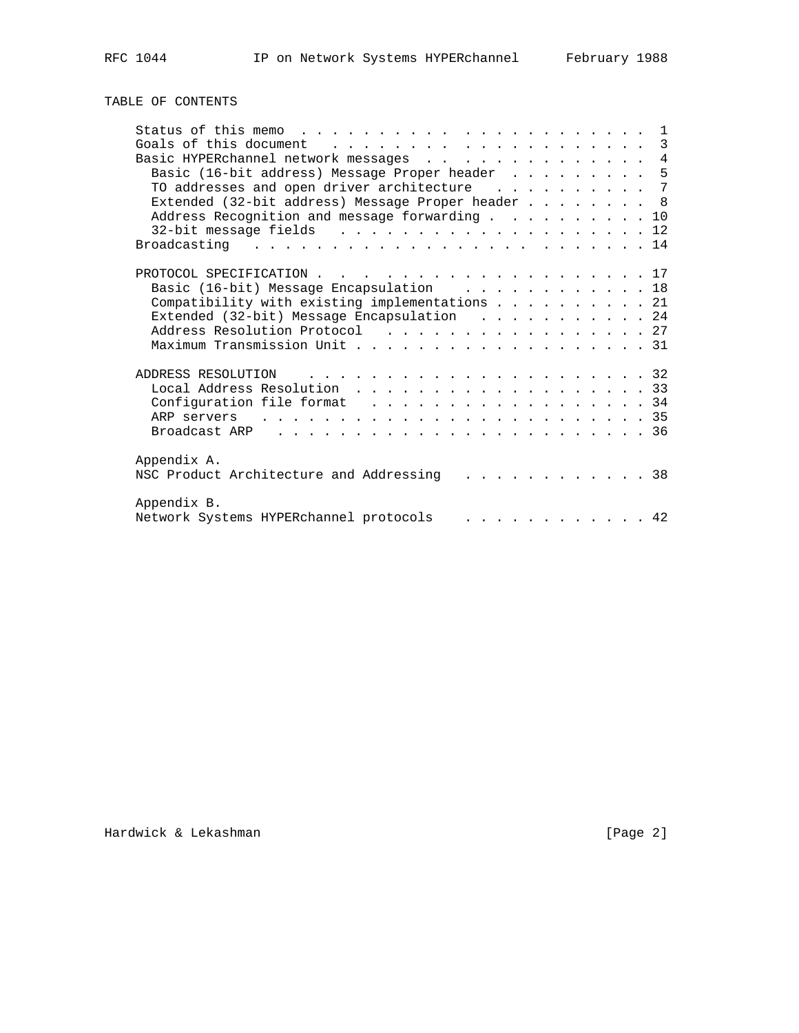TABLE OF CONTENTS

```
   Status of this memo  . . . . . . . . .  . . . . . . . . . . . . .  1
   Goals of this document  . . . . . . .  . . . . . . . . . . . . .  3
   Basic HYPERchannel network messages  . .  . . . . . . . . . . . .  4
     Basic (16-bit address) Message Proper header  . . . . . . . . .  5
     TO addresses and open driver architecture   . . . . . . . . . .  7
     Extended (32-bit address) Message Proper header . . . . . . . .  8
     Address Recognition and message forwarding . . . . . . . . . . 10
     32-bit message fields   . . . . . . . . . . . . . . . . . . . . 12
   Broadcasting  . . . . . . . . . . . . . . . . . . . . . . . . . . 14

   PROTOCOL SPECIFICATION . .  . . . . . . . . . . . . . . . . . . . 17
     Basic (16-bit) Message Encapsulation    . . . . . . . . . . . . 18
     Compatibility with existing implementations . . . . . . . . . . 21
     Extended (32-bit) Message Encapsulation   . . . . . . . . . . . 24
     Address Resolution Protocol   . . . . . . . . . . . . . . . . . 27
     Maximum Transmission Unit . . . . . . . . . . . . . . . . . . . 31

   ADDRESS RESOLUTION   . . . . . . . . . . . . . . . . . . . . . . 32
     Local Address Resolution  . . . . . . . . . . . . . . . . . . . 33
     Configuration file format  . . . . . . . . . . . . . . . . . . 34
     ARP servers  . . . . . . . . . . . . . . . . . . . . . . . . . 35
     Broadcast ARP  . . . . . . . . . . . . . . . . . . . . . . . . 36

   Appendix A.
   NSC Product Architecture and Addressing   . . . . . . . . . . . . 38

   Appendix B.
   Network Systems HYPERchannel protocols   . . . . . . . . . . . . 42
```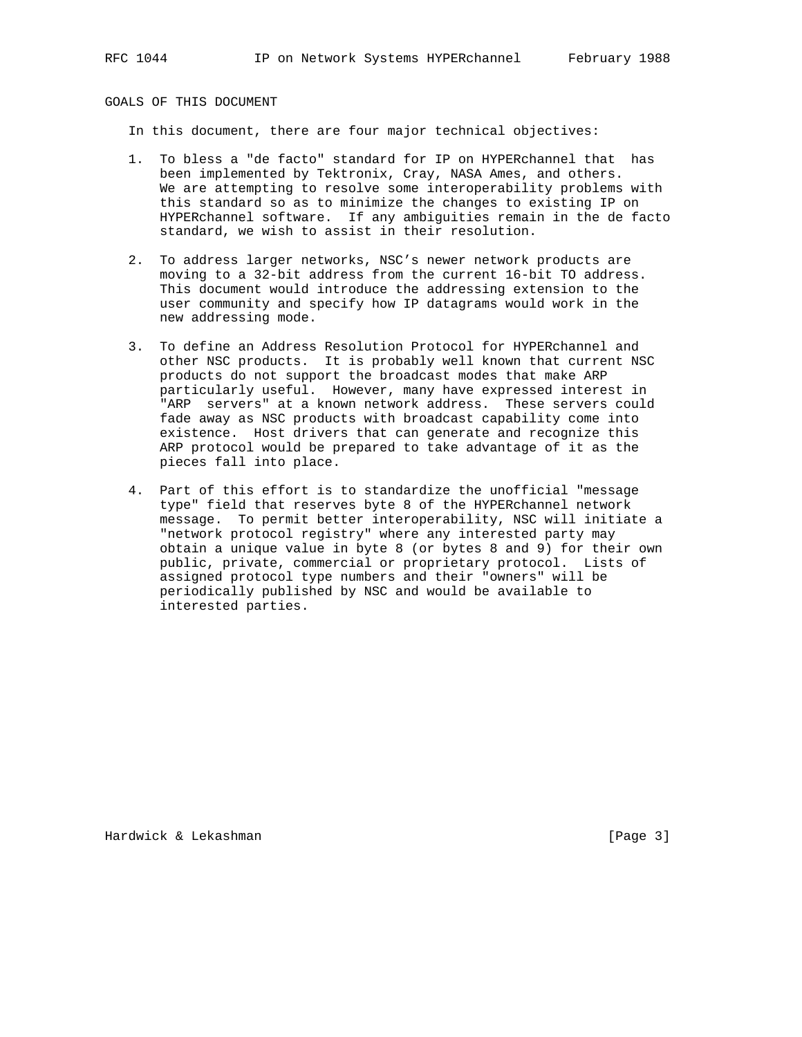## GOALS OF THIS DOCUMENT

In this document, there are four major technical objectives:

1. To bless a "de facto" standard for IP on HYPERchannel that has been implemented by Tektronix, Cray, NASA Ames, and others. We are attempting to resolve some interoperability problems with this standard so as to minimize the changes to existing IP on HYPERchannel software. If any ambiguities remain in the de facto standard, we wish to assist in their resolution.

2. To address larger networks, NSC's newer network products are moving to a 32-bit address from the current 16-bit TO address. This document would introduce the addressing extension to the user community and specify how IP datagrams would work in the new addressing mode.

3. To define an Address Resolution Protocol for HYPERchannel and other NSC products. It is probably well known that current NSC products do not support the broadcast modes that make ARP particularly useful. However, many have expressed interest in "ARP servers" at a known network address. These servers could fade away as NSC products with broadcast capability come into existence. Host drivers that can generate and recognize this ARP protocol would be prepared to take advantage of it as the pieces fall into place.

4. Part of this effort is to standardize the unofficial "message type" field that reserves byte 8 of the HYPERchannel network message. To permit better interoperability, NSC will initiate a "network protocol registry" where any interested party may obtain a unique value in byte 8 (or bytes 8 and 9) for their own public, private, commercial or proprietary protocol. Lists of assigned protocol type numbers and their "owners" will be periodically published by NSC and would be available to interested parties.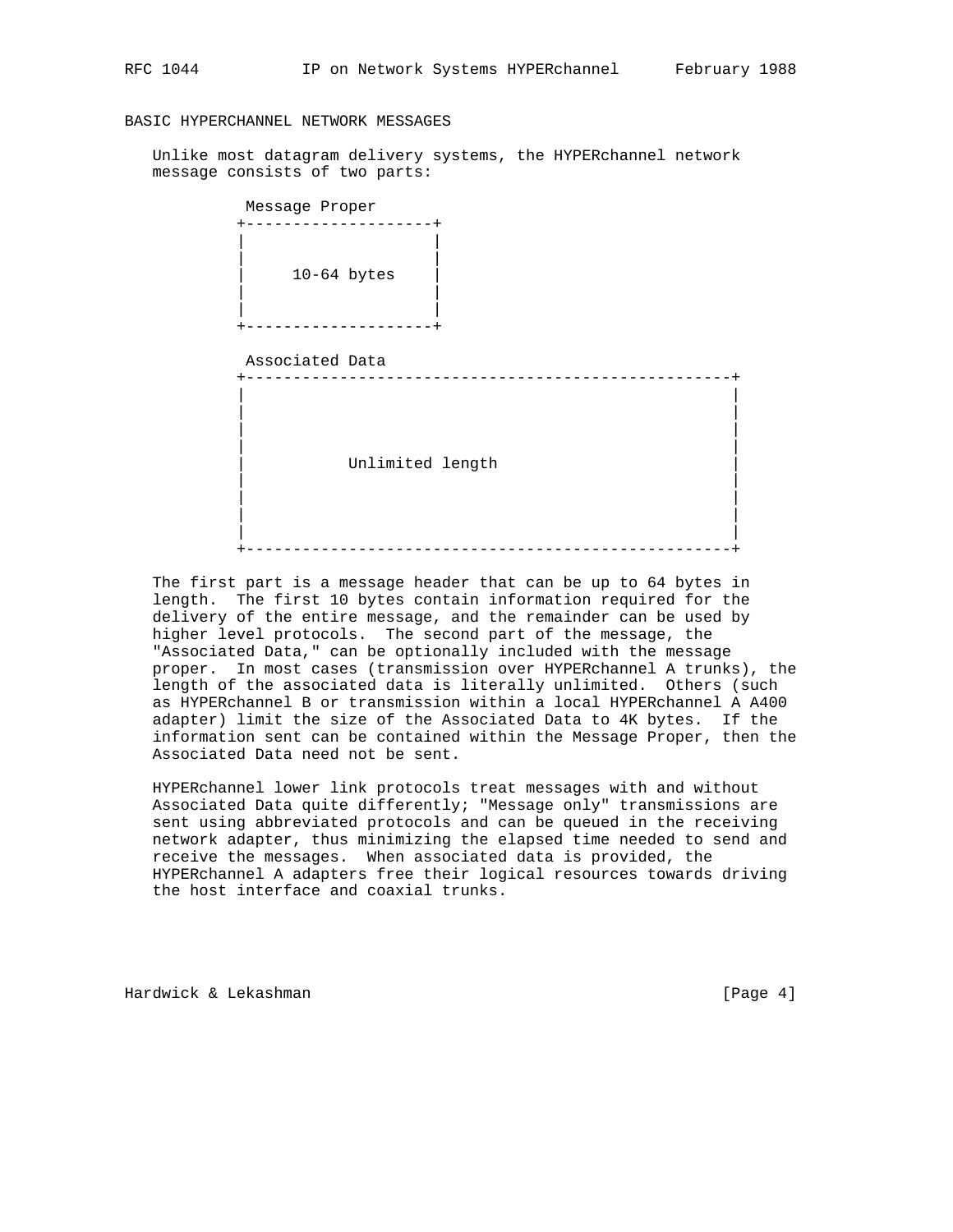## BASIC HYPERCHANNEL NETWORK MESSAGES

Unlike most datagram delivery systems, the HYPERchannel network message consists of two parts:

```
 Message Proper
+--------------------+
|                    |
|                    |
|     10-64 bytes    |
|                    |
|                    |
+--------------------+

 Associated Data
+----------------------------------------------------+
|                                                    |
|                                                    |
|                                                    |
|                                                    |
|          Unlimited length                          |
|                                                    |
|                                                    |
|                                                    |
|                                                    |
+----------------------------------------------------+
```

The first part is a message header that can be up to 64 bytes in length. The first 10 bytes contain information required for the delivery of the entire message, and the remainder can be used by higher level protocols. The second part of the message, the "Associated Data," can be optionally included with the message proper. In most cases (transmission over HYPERchannel A trunks), the length of the associated data is literally unlimited. Others (such as HYPERchannel B or transmission within a local HYPERchannel A A400 adapter) limit the size of the Associated Data to 4K bytes. If the information sent can be contained within the Message Proper, then the Associated Data need not be sent.

HYPERchannel lower link protocols treat messages with and without Associated Data quite differently; "Message only" transmissions are sent using abbreviated protocols and can be queued in the receiving network adapter, thus minimizing the elapsed time needed to send and receive the messages. When associated data is provided, the HYPERchannel A adapters free their logical resources towards driving the host interface and coaxial trunks.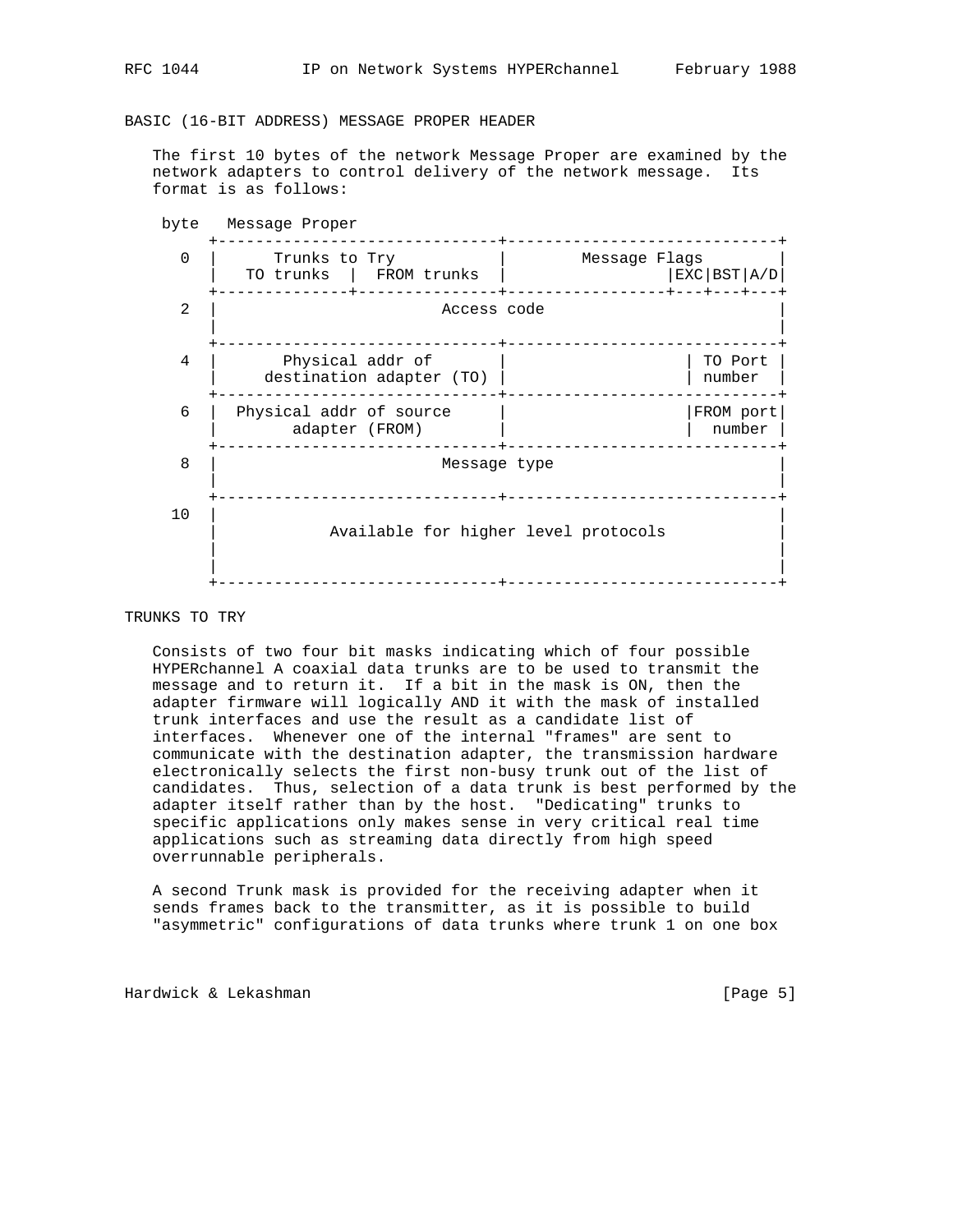## BASIC (16-BIT ADDRESS) MESSAGE PROPER HEADER

The first 10 bytes of the network Message Proper are examined by the network adapters to control delivery of the network message. Its format is as follows:

```
 byte   Message Proper
       +------------------------------+-----------------------------+
   0   |      Trunks to Try           |        Message Flags        |
       |   TO trunks  |  FROM trunks  |                 |EXC|BST|A/D|
       +--------------+---------------+-----------------+---+---+---+
   2   |                         Access code                        |
       |                                                            |
       +------------------------------+-----------------------------+
   4   |       Physical addr of       |                 | TO Port   |
       |    destination adapter (TO)  |                 | number    |
       +------------------------------+-----------------------------+
   6   | Physical addr of source      |                 |FROM port  |
       |       adapter (FROM)         |                 |  number   |
       +------------------------------+-----------------------------+
   8   |                         Message type                       |
       |                                                            |
       +------------------------------+-----------------------------+
  10   |                                                            |
       |           Available for higher level protocols             |
       |                                                            |
       |                                                            |
       +------------------------------+-----------------------------+
```

## TRUNKS TO TRY

Consists of two four bit masks indicating which of four possible HYPERchannel A coaxial data trunks are to be used to transmit the message and to return it. If a bit in the mask is ON, then the adapter firmware will logically AND it with the mask of installed trunk interfaces and use the result as a candidate list of interfaces. Whenever one of the internal "frames" are sent to communicate with the destination adapter, the transmission hardware electronically selects the first non-busy trunk out of the list of candidates. Thus, selection of a data trunk is best performed by the adapter itself rather than by the host. "Dedicating" trunks to specific applications only makes sense in very critical real time applications such as streaming data directly from high speed overrunnable peripherals.

A second Trunk mask is provided for the receiving adapter when it sends frames back to the transmitter, as it is possible to build "asymmetric" configurations of data trunks where trunk 1 on one box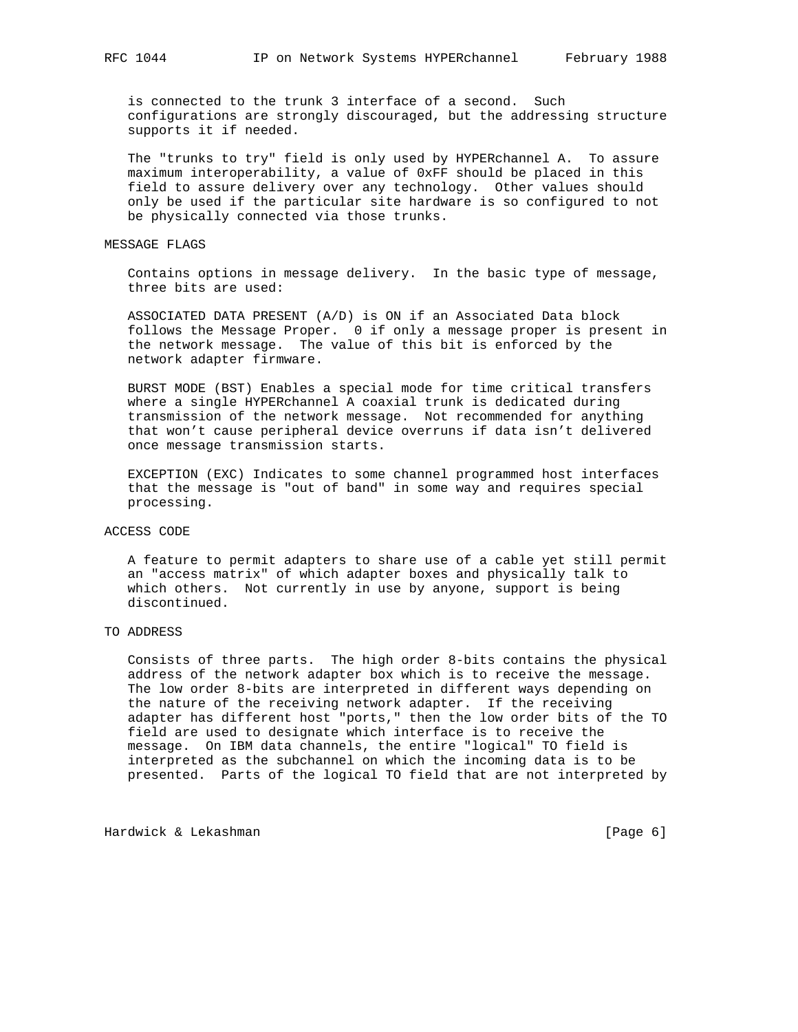is connected to the trunk 3 interface of a second. Such configurations are strongly discouraged, but the addressing structure supports it if needed.

The "trunks to try" field is only used by HYPERchannel A. To assure maximum interoperability, a value of 0xFF should be placed in this field to assure delivery over any technology. Other values should only be used if the particular site hardware is so configured to not be physically connected via those trunks.

MESSAGE FLAGS

Contains options in message delivery. In the basic type of message, three bits are used:

ASSOCIATED DATA PRESENT (A/D) is ON if an Associated Data block follows the Message Proper. 0 if only a message proper is present in the network message. The value of this bit is enforced by the network adapter firmware.

BURST MODE (BST) Enables a special mode for time critical transfers where a single HYPERchannel A coaxial trunk is dedicated during transmission of the network message. Not recommended for anything that won't cause peripheral device overruns if data isn't delivered once message transmission starts.

EXCEPTION (EXC) Indicates to some channel programmed host interfaces that the message is "out of band" in some way and requires special processing.

ACCESS CODE

A feature to permit adapters to share use of a cable yet still permit an "access matrix" of which adapter boxes and physically talk to which others. Not currently in use by anyone, support is being discontinued.

TO ADDRESS

Consists of three parts. The high order 8-bits contains the physical address of the network adapter box which is to receive the message. The low order 8-bits are interpreted in different ways depending on the nature of the receiving network adapter. If the receiving adapter has different host "ports," then the low order bits of the TO field are used to designate which interface is to receive the message. On IBM data channels, the entire "logical" TO field is interpreted as the subchannel on which the incoming data is to be presented. Parts of the logical TO field that are not interpreted by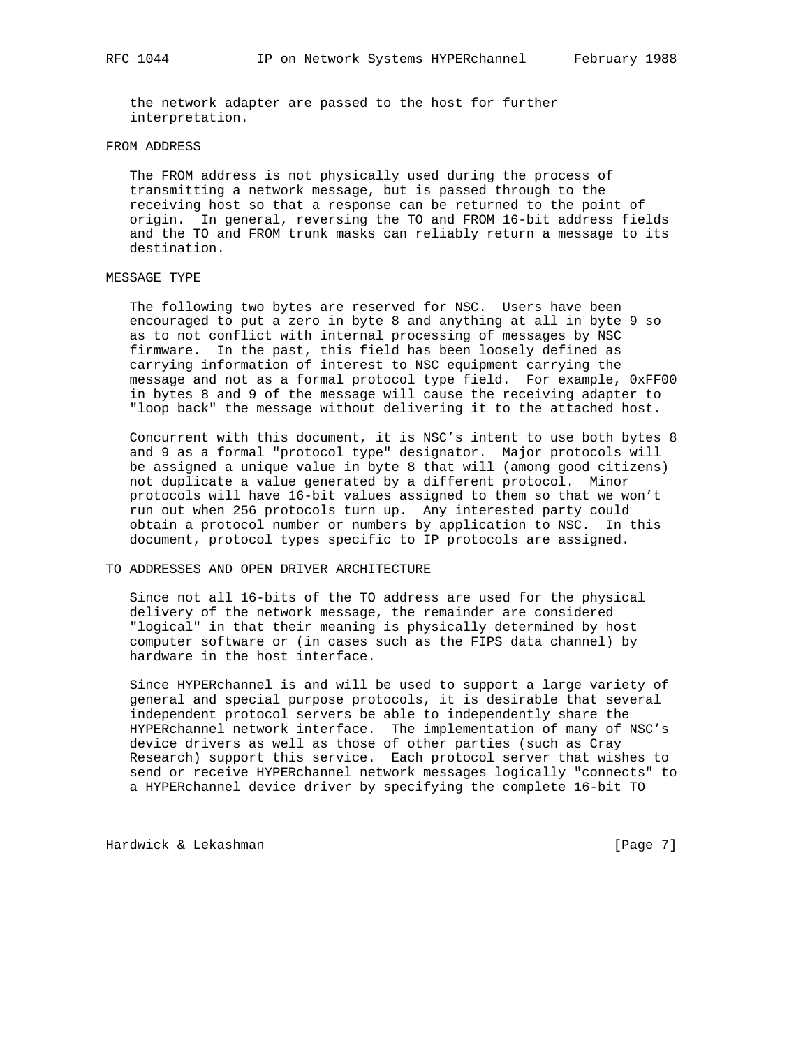the network adapter are passed to the host for further interpretation.

## FROM ADDRESS

The FROM address is not physically used during the process of transmitting a network message, but is passed through to the receiving host so that a response can be returned to the point of origin. In general, reversing the TO and FROM 16-bit address fields and the TO and FROM trunk masks can reliably return a message to its destination.

## MESSAGE TYPE

The following two bytes are reserved for NSC. Users have been encouraged to put a zero in byte 8 and anything at all in byte 9 so as to not conflict with internal processing of messages by NSC firmware. In the past, this field has been loosely defined as carrying information of interest to NSC equipment carrying the message and not as a formal protocol type field. For example, 0xFF00 in bytes 8 and 9 of the message will cause the receiving adapter to "loop back" the message without delivering it to the attached host.

Concurrent with this document, it is NSC's intent to use both bytes 8 and 9 as a formal "protocol type" designator. Major protocols will be assigned a unique value in byte 8 that will (among good citizens) not duplicate a value generated by a different protocol. Minor protocols will have 16-bit values assigned to them so that we won't run out when 256 protocols turn up. Any interested party could obtain a protocol number or numbers by application to NSC. In this document, protocol types specific to IP protocols are assigned.

## TO ADDRESSES AND OPEN DRIVER ARCHITECTURE

Since not all 16-bits of the TO address are used for the physical delivery of the network message, the remainder are considered "logical" in that their meaning is physically determined by host computer software or (in cases such as the FIPS data channel) by hardware in the host interface.

Since HYPERchannel is and will be used to support a large variety of general and special purpose protocols, it is desirable that several independent protocol servers be able to independently share the HYPERchannel network interface. The implementation of many of NSC's device drivers as well as those of other parties (such as Cray Research) support this service. Each protocol server that wishes to send or receive HYPERchannel network messages logically "connects" to a HYPERchannel device driver by specifying the complete 16-bit TO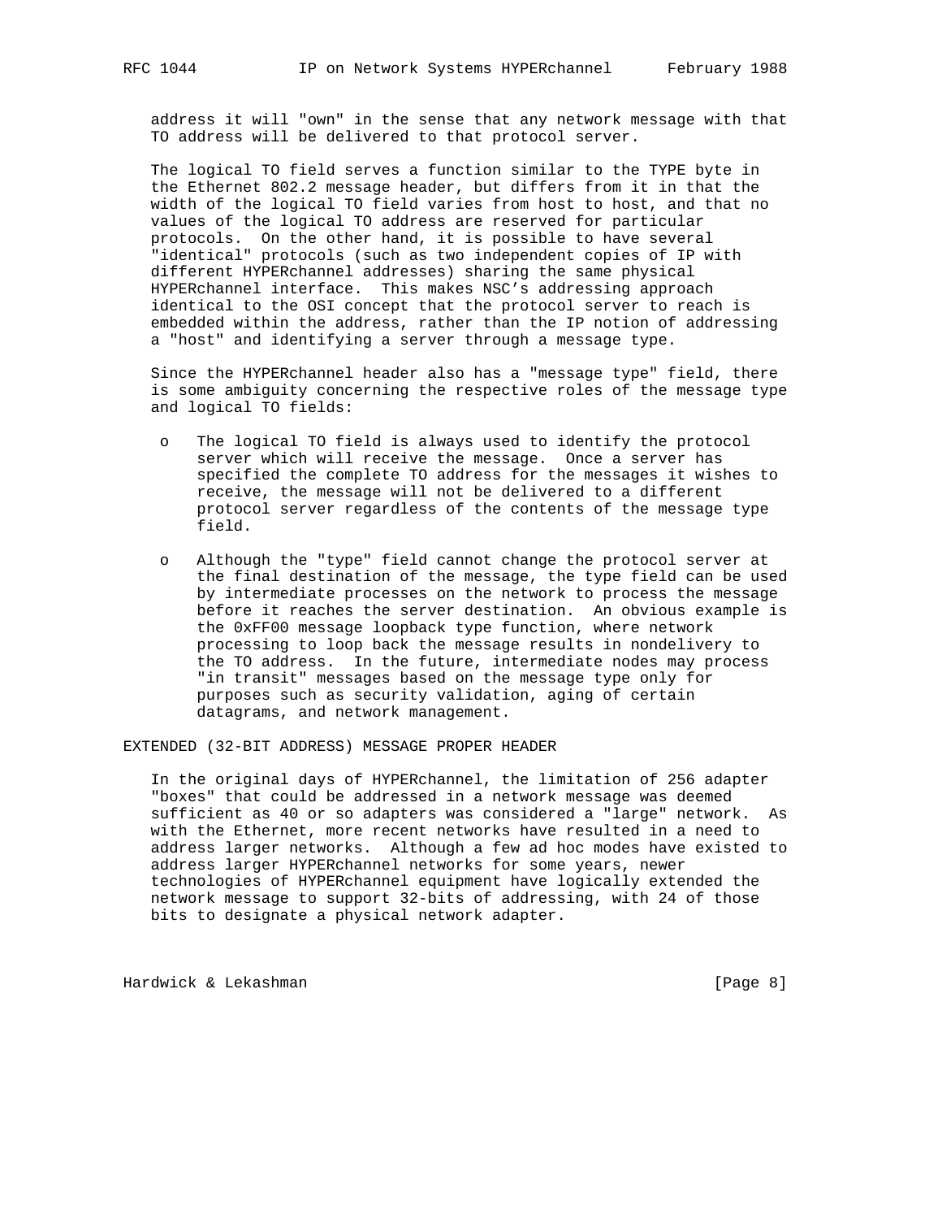address it will "own" in the sense that any network message with that TO address will be delivered to that protocol server.

The logical TO field serves a function similar to the TYPE byte in the Ethernet 802.2 message header, but differs from it in that the width of the logical TO field varies from host to host, and that no values of the logical TO address are reserved for particular protocols. On the other hand, it is possible to have several "identical" protocols (such as two independent copies of IP with different HYPERchannel addresses) sharing the same physical HYPERchannel interface. This makes NSC's addressing approach identical to the OSI concept that the protocol server to reach is embedded within the address, rather than the IP notion of addressing a "host" and identifying a server through a message type.

Since the HYPERchannel header also has a "message type" field, there is some ambiguity concerning the respective roles of the message type and logical TO fields:

- The logical TO field is always used to identify the protocol server which will receive the message. Once a server has specified the complete TO address for the messages it wishes to receive, the message will not be delivered to a different protocol server regardless of the contents of the message type field.

- Although the "type" field cannot change the protocol server at the final destination of the message, the type field can be used by intermediate processes on the network to process the message before it reaches the server destination. An obvious example is the 0xFF00 message loopback type function, where network processing to loop back the message results in nondelivery to the TO address. In the future, intermediate nodes may process "in transit" messages based on the message type only for purposes such as security validation, aging of certain datagrams, and network management.

## EXTENDED (32-BIT ADDRESS) MESSAGE PROPER HEADER

In the original days of HYPERchannel, the limitation of 256 adapter "boxes" that could be addressed in a network message was deemed sufficient as 40 or so adapters was considered a "large" network. As with the Ethernet, more recent networks have resulted in a need to address larger networks. Although a few ad hoc modes have existed to address larger HYPERchannel networks for some years, newer technologies of HYPERchannel equipment have logically extended the network message to support 32-bits of addressing, with 24 of those bits to designate a physical network adapter.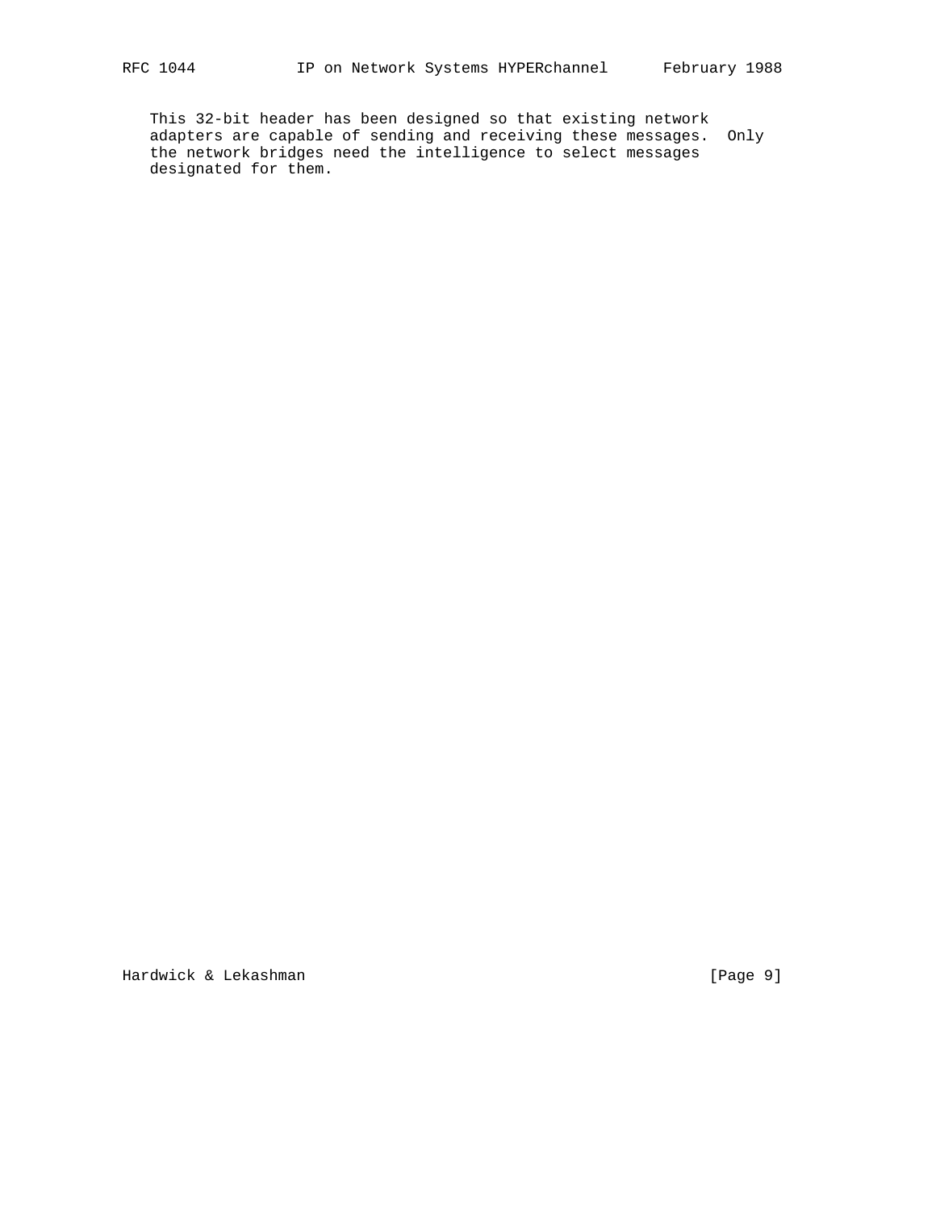This 32-bit header has been designed so that existing network adapters are capable of sending and receiving these messages. Only the network bridges need the intelligence to select messages designated for them.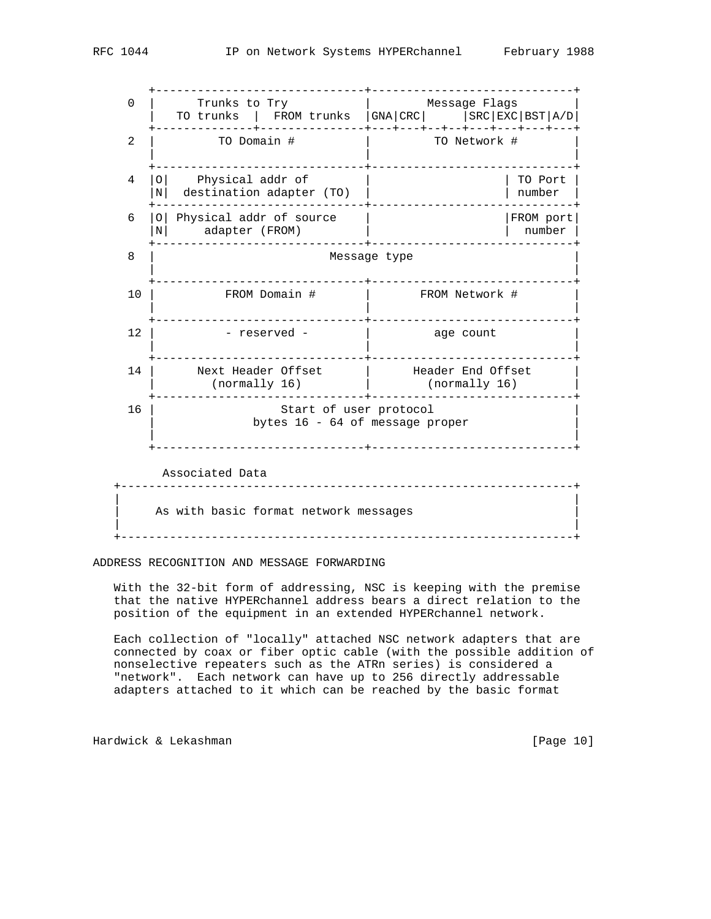```
    +------------------------------+-----------------------------+
 0  |       Trunks to Try          |        Message Flags        |
    |   TO trunks  |  FROM trunks  |GNA|CRC|     |SRC|EXC|BST|A/D|
    +--------------+---------------+---+---+--+--+---+---+---+---+
 2  |          TO Domain #         |        TO Network #         |
    |                              |                             |
    +------------------------------+-----------------------------+
 4  |O|    Physical addr of        |                     | TO Port |
    |N|  destination adapter (TO)  |                     | number  |
    +------------------------------+-----------------------------+
 6  |O| Physical addr of source    |                     |FROM port|
    |N|     adapter (FROM)         |                     |  number |
    +------------------------------+-----------------------------+
 8  |                         Message type                       |
    |                                                            |
    +------------------------------+-----------------------------+
10  |         FROM Domain #        |       FROM Network #        |
    |                              |                             |
    +------------------------------+-----------------------------+
12  |         - reserved -         |         age count           |
    |                              |                             |
    +------------------------------+-----------------------------+
14  |      Next Header Offset      |      Header End Offset      |
    |        (normally 16)         |        (normally 16)        |
    +------------------------------+-----------------------------+
16  |                   Start of user protocol                   |
    |               bytes 16 - 64 of message proper              |
    |                                                            |
    +------------------------------+-----------------------------+

     Associated Data
+------------------------------------------------------------------+
|                                                                  |
|     As with basic format network messages                        |
|                                                                  |
+------------------------------------------------------------------+
```

ADDRESS RECOGNITION AND MESSAGE FORWARDING

With the 32-bit form of addressing, NSC is keeping with the premise that the native HYPERchannel address bears a direct relation to the position of the equipment in an extended HYPERchannel network.

Each collection of "locally" attached NSC network adapters that are connected by coax or fiber optic cable (with the possible addition of nonselective repeaters such as the ATRn series) is considered a "network". Each network can have up to 256 directly addressable adapters attached to it which can be reached by the basic format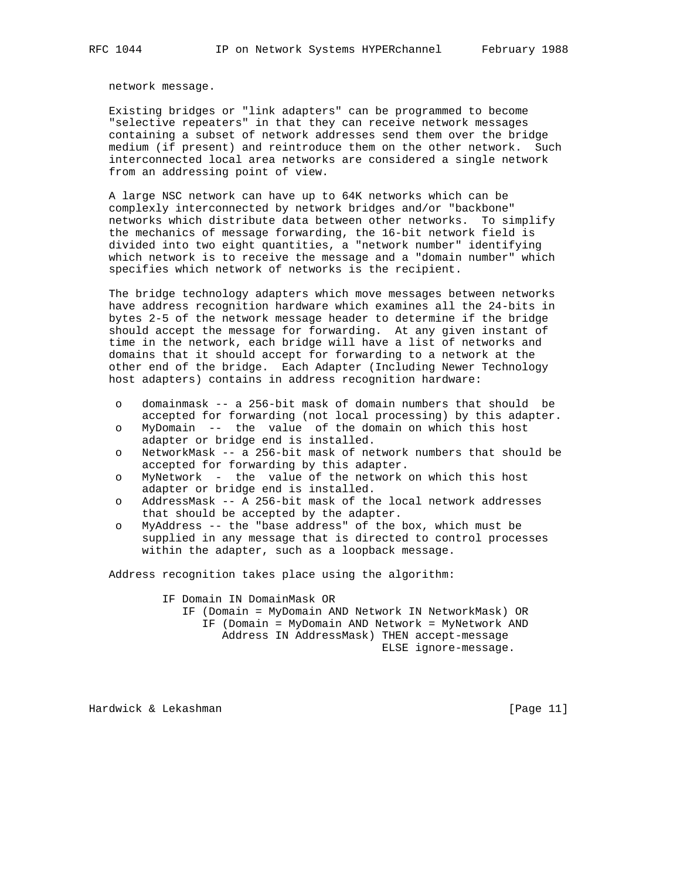network message.

Existing bridges or "link adapters" can be programmed to become "selective repeaters" in that they can receive network messages containing a subset of network addresses send them over the bridge medium (if present) and reintroduce them on the other network. Such interconnected local area networks are considered a single network from an addressing point of view.

A large NSC network can have up to 64K networks which can be complexly interconnected by network bridges and/or "backbone" networks which distribute data between other networks. To simplify the mechanics of message forwarding, the 16-bit network field is divided into two eight quantities, a "network number" identifying which network is to receive the message and a "domain number" which specifies which network of networks is the recipient.

The bridge technology adapters which move messages between networks have address recognition hardware which examines all the 24-bits in bytes 2-5 of the network message header to determine if the bridge should accept the message for forwarding. At any given instant of time in the network, each bridge will have a list of networks and domains that it should accept for forwarding to a network at the other end of the bridge. Each Adapter (Including Newer Technology host adapters) contains in address recognition hardware:

- domainmask -- a 256-bit mask of domain numbers that should be accepted for forwarding (not local processing) by this adapter.
- MyDomain -- the value of the domain on which this host adapter or bridge end is installed.
- NetworkMask -- a 256-bit mask of network numbers that should be accepted for forwarding by this adapter.
- MyNetwork - the value of the network on which this host adapter or bridge end is installed.
- AddressMask -- A 256-bit mask of the local network addresses that should be accepted by the adapter.
- MyAddress -- the "base address" of the box, which must be supplied in any message that is directed to control processes within the adapter, such as a loopback message.

Address recognition takes place using the algorithm:

```
IF Domain IN DomainMask OR
   IF (Domain = MyDomain AND Network IN NetworkMask) OR
      IF (Domain = MyDomain AND Network = MyNetwork AND
         Address IN AddressMask) THEN accept-message
                                 ELSE ignore-message.
```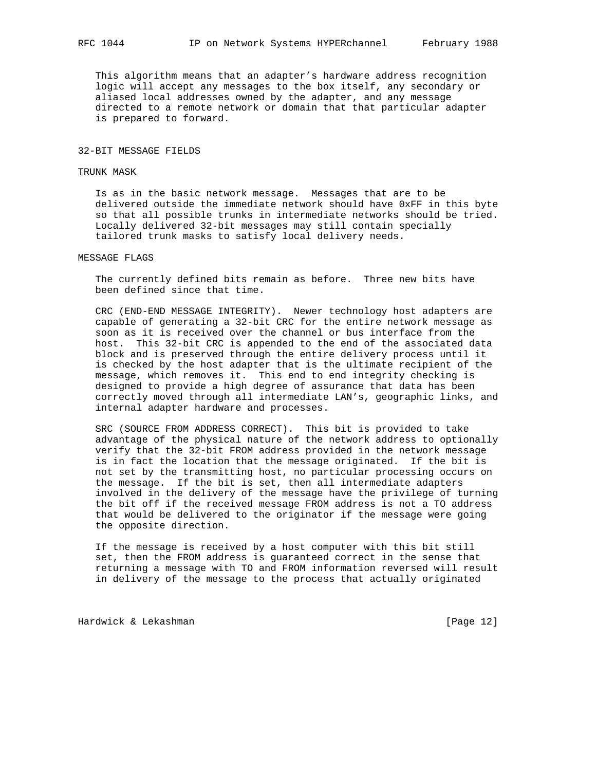This algorithm means that an adapter's hardware address recognition logic will accept any messages to the box itself, any secondary or aliased local addresses owned by the adapter, and any message directed to a remote network or domain that that particular adapter is prepared to forward.

## 32-BIT MESSAGE FIELDS

### TRUNK MASK

Is as in the basic network message. Messages that are to be delivered outside the immediate network should have 0xFF in this byte so that all possible trunks in intermediate networks should be tried. Locally delivered 32-bit messages may still contain specially tailored trunk masks to satisfy local delivery needs.

### MESSAGE FLAGS

The currently defined bits remain as before. Three new bits have been defined since that time.

CRC (END-END MESSAGE INTEGRITY). Newer technology host adapters are capable of generating a 32-bit CRC for the entire network message as soon as it is received over the channel or bus interface from the host. This 32-bit CRC is appended to the end of the associated data block and is preserved through the entire delivery process until it is checked by the host adapter that is the ultimate recipient of the message, which removes it. This end to end integrity checking is designed to provide a high degree of assurance that data has been correctly moved through all intermediate LAN's, geographic links, and internal adapter hardware and processes.

SRC (SOURCE FROM ADDRESS CORRECT). This bit is provided to take advantage of the physical nature of the network address to optionally verify that the 32-bit FROM address provided in the network message is in fact the location that the message originated. If the bit is not set by the transmitting host, no particular processing occurs on the message. If the bit is set, then all intermediate adapters involved in the delivery of the message have the privilege of turning the bit off if the received message FROM address is not a TO address that would be delivered to the originator if the message were going the opposite direction.

If the message is received by a host computer with this bit still set, then the FROM address is guaranteed correct in the sense that returning a message with TO and FROM information reversed will result in delivery of the message to the process that actually originated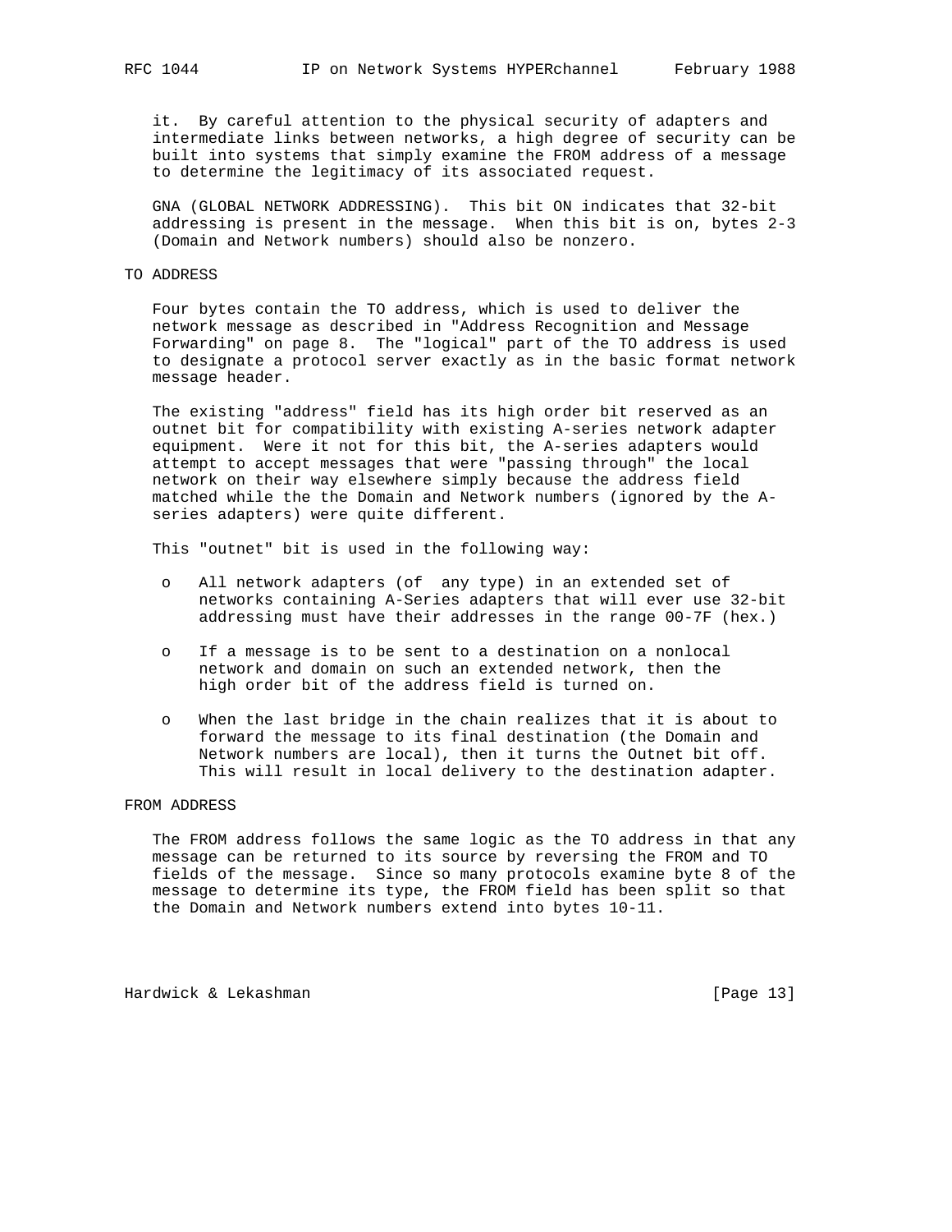it. By careful attention to the physical security of adapters and intermediate links between networks, a high degree of security can be built into systems that simply examine the FROM address of a message to determine the legitimacy of its associated request.

GNA (GLOBAL NETWORK ADDRESSING). This bit ON indicates that 32-bit addressing is present in the message. When this bit is on, bytes 2-3 (Domain and Network numbers) should also be nonzero.

TO ADDRESS

Four bytes contain the TO address, which is used to deliver the network message as described in "Address Recognition and Message Forwarding" on page 8. The "logical" part of the TO address is used to designate a protocol server exactly as in the basic format network message header.

The existing "address" field has its high order bit reserved as an outnet bit for compatibility with existing A-series network adapter equipment. Were it not for this bit, the A-series adapters would attempt to accept messages that were "passing through" the local network on their way elsewhere simply because the address field matched while the the Domain and Network numbers (ignored by the A-series adapters) were quite different.

This "outnet" bit is used in the following way:

- All network adapters (of any type) in an extended set of networks containing A-Series adapters that will ever use 32-bit addressing must have their addresses in the range 00-7F (hex.)
- If a message is to be sent to a destination on a nonlocal network and domain on such an extended network, then the high order bit of the address field is turned on.
- When the last bridge in the chain realizes that it is about to forward the message to its final destination (the Domain and Network numbers are local), then it turns the Outnet bit off. This will result in local delivery to the destination adapter.

FROM ADDRESS

The FROM address follows the same logic as the TO address in that any message can be returned to its source by reversing the FROM and TO fields of the message. Since so many protocols examine byte 8 of the message to determine its type, the FROM field has been split so that the Domain and Network numbers extend into bytes 10-11.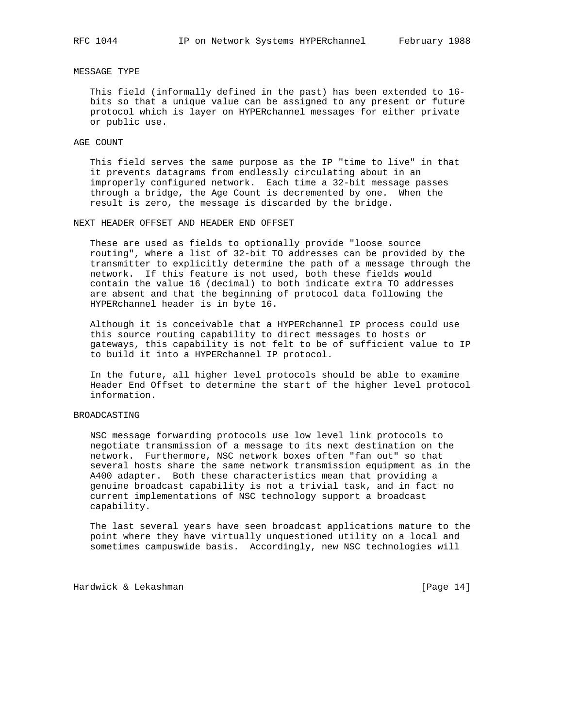MESSAGE TYPE

This field (informally defined in the past) has been extended to 16-bits so that a unique value can be assigned to any present or future protocol which is layer on HYPERchannel messages for either private or public use.

AGE COUNT

This field serves the same purpose as the IP "time to live" in that it prevents datagrams from endlessly circulating about in an improperly configured network. Each time a 32-bit message passes through a bridge, the Age Count is decremented by one. When the result is zero, the message is discarded by the bridge.

NEXT HEADER OFFSET AND HEADER END OFFSET

These are used as fields to optionally provide "loose source routing", where a list of 32-bit TO addresses can be provided by the transmitter to explicitly determine the path of a message through the network. If this feature is not used, both these fields would contain the value 16 (decimal) to both indicate extra TO addresses are absent and that the beginning of protocol data following the HYPERchannel header is in byte 16.

Although it is conceivable that a HYPERchannel IP process could use this source routing capability to direct messages to hosts or gateways, this capability is not felt to be of sufficient value to IP to build it into a HYPERchannel IP protocol.

In the future, all higher level protocols should be able to examine Header End Offset to determine the start of the higher level protocol information.

BROADCASTING

NSC message forwarding protocols use low level link protocols to negotiate transmission of a message to its next destination on the network. Furthermore, NSC network boxes often "fan out" so that several hosts share the same network transmission equipment as in the A400 adapter. Both these characteristics mean that providing a genuine broadcast capability is not a trivial task, and in fact no current implementations of NSC technology support a broadcast capability.

The last several years have seen broadcast applications mature to the point where they have virtually unquestioned utility on a local and sometimes campuswide basis. Accordingly, new NSC technologies will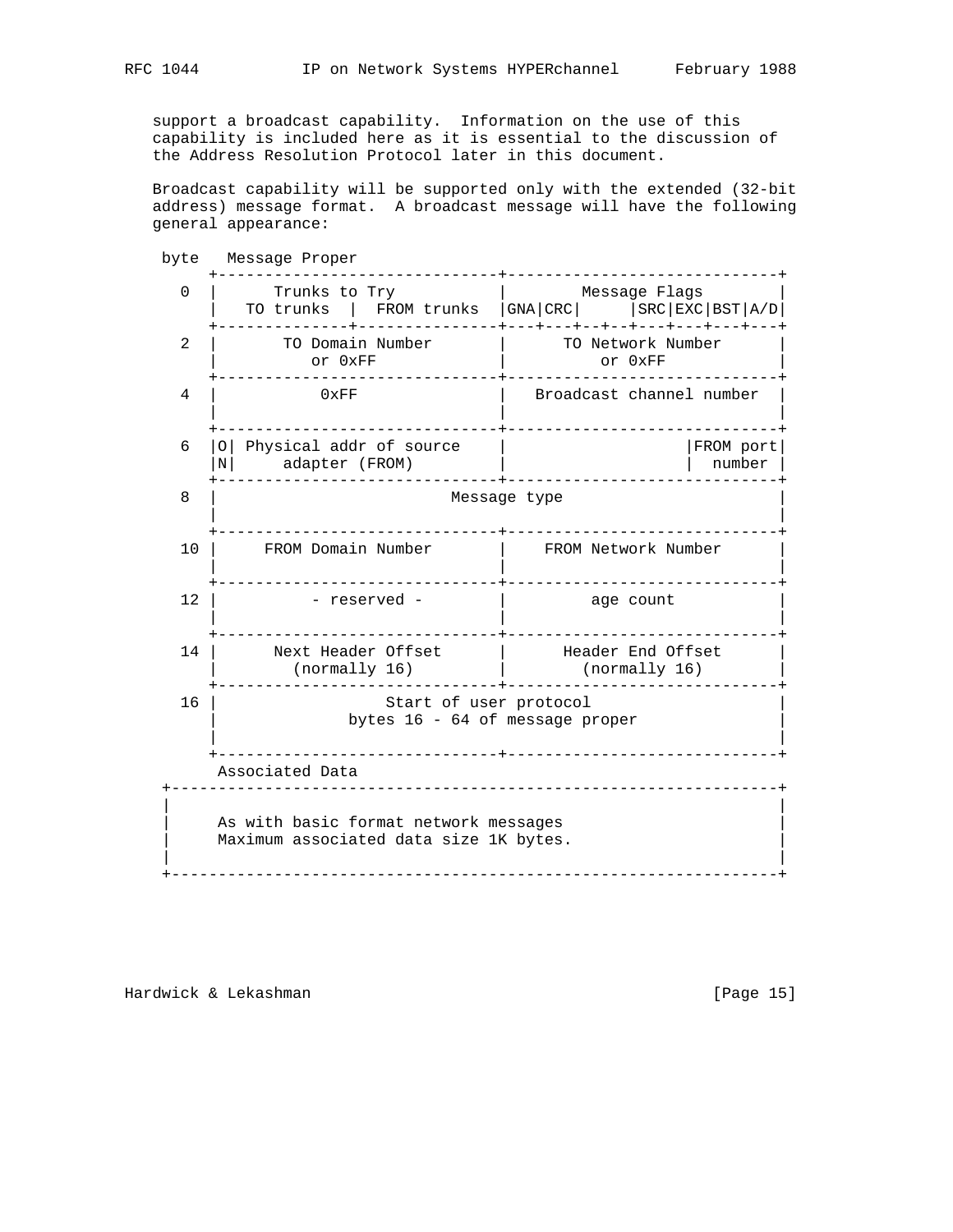support a broadcast capability. Information on the use of this capability is included here as it is essential to the discussion of the Address Resolution Protocol later in this document.

Broadcast capability will be supported only with the extended (32-bit address) message format. A broadcast message will have the following general appearance:

```
 byte   Message Proper
      +------------------------------+----------------------------+
   0  |      Trunks to Try           |       Message Flags        |
      |  TO trunks  |  FROM trunks   |GNA|CRC|     |SRC|EXC|BST|A/D|
      +-------------+----------------+---+---+--+--+---+---+---+---+
   2  |       TO Domain Number       |      TO Network Number     |
      |           or 0xFF            |           or 0xFF          |
      +------------------------------+----------------------------+
   4  |           0xFF               |  Broadcast channel number  |
      |                              |                            |
      +------------------------------+----------------------------+
   6  |O| Physical addr of source    |                  |FROM port|
      |N|     adapter (FROM)         |                  |  number |
      +------------------------------+----------------------------+
   8  |                        Message type                       |
      |                                                           |
      +------------------------------+----------------------------+
  10  |     FROM Domain Number       |     FROM Network Number    |
      |                              |                            |
      +------------------------------+----------------------------+
  12  |         - reserved -         |         age count          |
      |                              |                            |
      +------------------------------+----------------------------+
  14  |      Next Header Offset      |     Header End Offset      |
      |        (normally 16)         |       (normally 16)        |
      +------------------------------+----------------------------+
  16  |                  Start of user protocol                   |
      |               bytes 16 - 64 of message proper             |
      |                                                           |
      +------------------------------+----------------------------+
       Associated Data
 +------------------------------------------------------------------+
 |                                                                  |
 |     As with basic format network messages                        |
 |     Maximum associated data size 1K bytes.                       |
 |                                                                  |
 +------------------------------------------------------------------+
```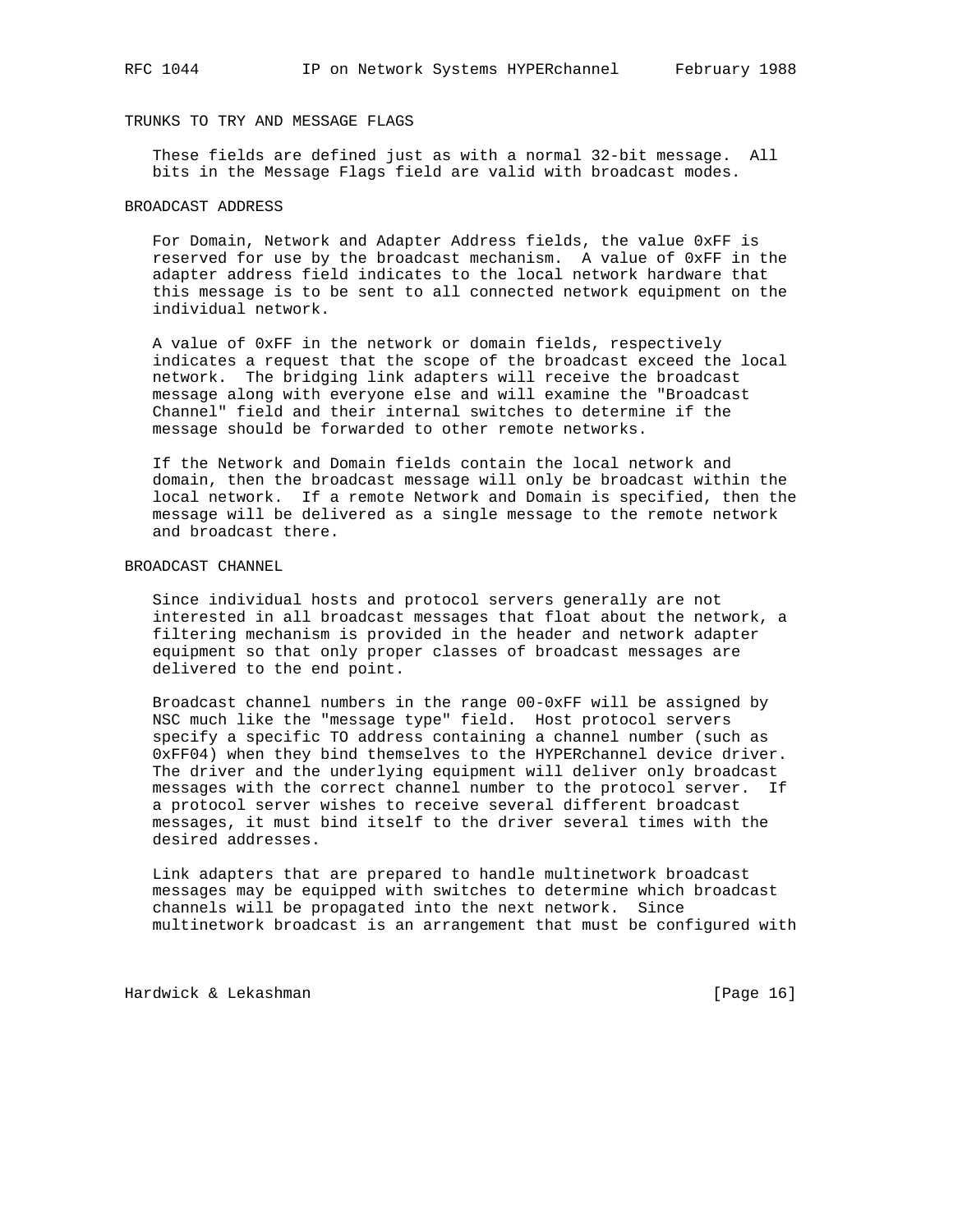## TRUNKS TO TRY AND MESSAGE FLAGS

These fields are defined just as with a normal 32-bit message. All bits in the Message Flags field are valid with broadcast modes.

## BROADCAST ADDRESS

For Domain, Network and Adapter Address fields, the value 0xFF is reserved for use by the broadcast mechanism. A value of 0xFF in the adapter address field indicates to the local network hardware that this message is to be sent to all connected network equipment on the individual network.

A value of 0xFF in the network or domain fields, respectively indicates a request that the scope of the broadcast exceed the local network. The bridging link adapters will receive the broadcast message along with everyone else and will examine the "Broadcast Channel" field and their internal switches to determine if the message should be forwarded to other remote networks.

If the Network and Domain fields contain the local network and domain, then the broadcast message will only be broadcast within the local network. If a remote Network and Domain is specified, then the message will be delivered as a single message to the remote network and broadcast there.

## BROADCAST CHANNEL

Since individual hosts and protocol servers generally are not interested in all broadcast messages that float about the network, a filtering mechanism is provided in the header and network adapter equipment so that only proper classes of broadcast messages are delivered to the end point.

Broadcast channel numbers in the range 00-0xFF will be assigned by NSC much like the "message type" field. Host protocol servers specify a specific TO address containing a channel number (such as 0xFF04) when they bind themselves to the HYPERchannel device driver. The driver and the underlying equipment will deliver only broadcast messages with the correct channel number to the protocol server. If a protocol server wishes to receive several different broadcast messages, it must bind itself to the driver several times with the desired addresses.

Link adapters that are prepared to handle multinetwork broadcast messages may be equipped with switches to determine which broadcast channels will be propagated into the next network. Since multinetwork broadcast is an arrangement that must be configured with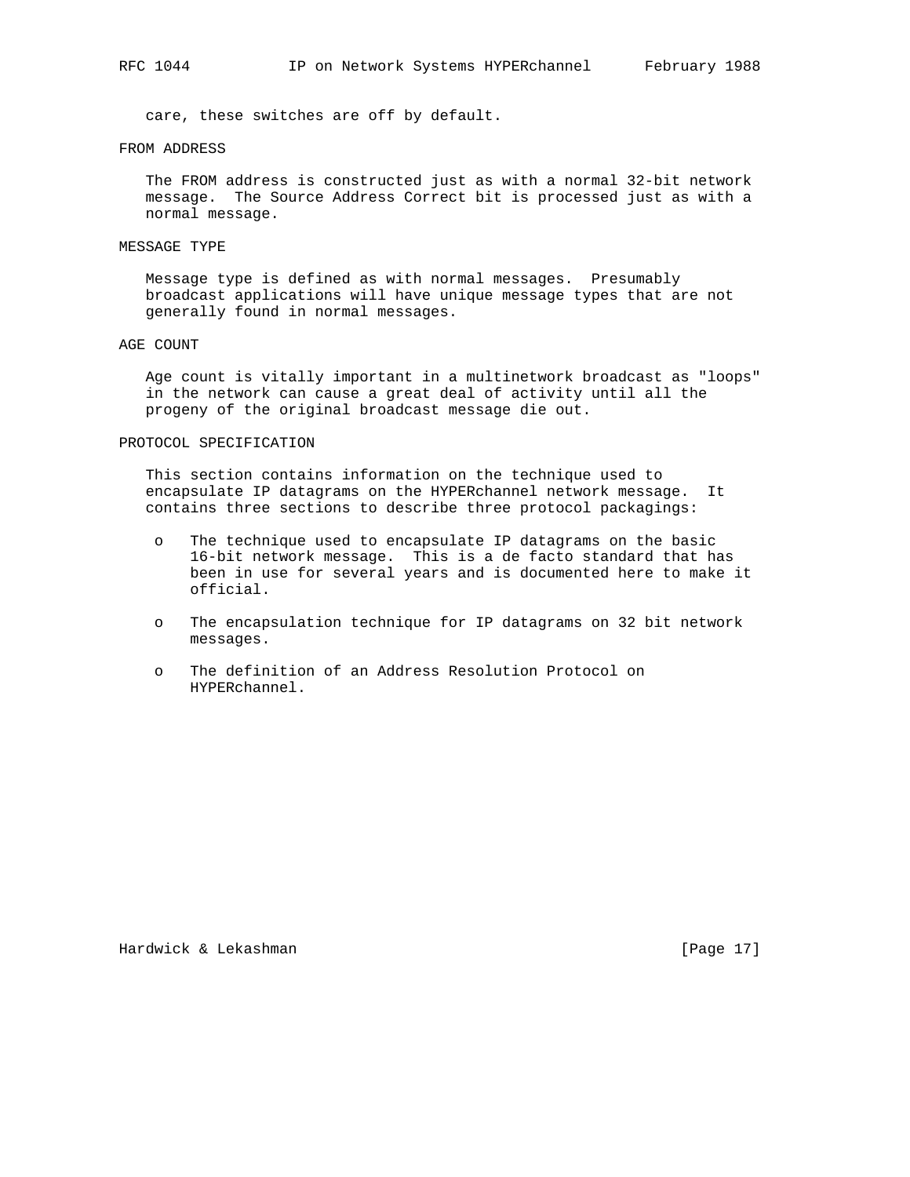care, these switches are off by default.

### FROM ADDRESS

The FROM address is constructed just as with a normal 32-bit network message. The Source Address Correct bit is processed just as with a normal message.

### MESSAGE TYPE

Message type is defined as with normal messages. Presumably broadcast applications will have unique message types that are not generally found in normal messages.

### AGE COUNT

Age count is vitally important in a multinetwork broadcast as "loops" in the network can cause a great deal of activity until all the progeny of the original broadcast message die out.

## PROTOCOL SPECIFICATION

This section contains information on the technique used to encapsulate IP datagrams on the HYPERchannel network message. It contains three sections to describe three protocol packagings:

- The technique used to encapsulate IP datagrams on the basic 16-bit network message. This is a de facto standard that has been in use for several years and is documented here to make it official.
- The encapsulation technique for IP datagrams on 32 bit network messages.
- The definition of an Address Resolution Protocol on HYPERchannel.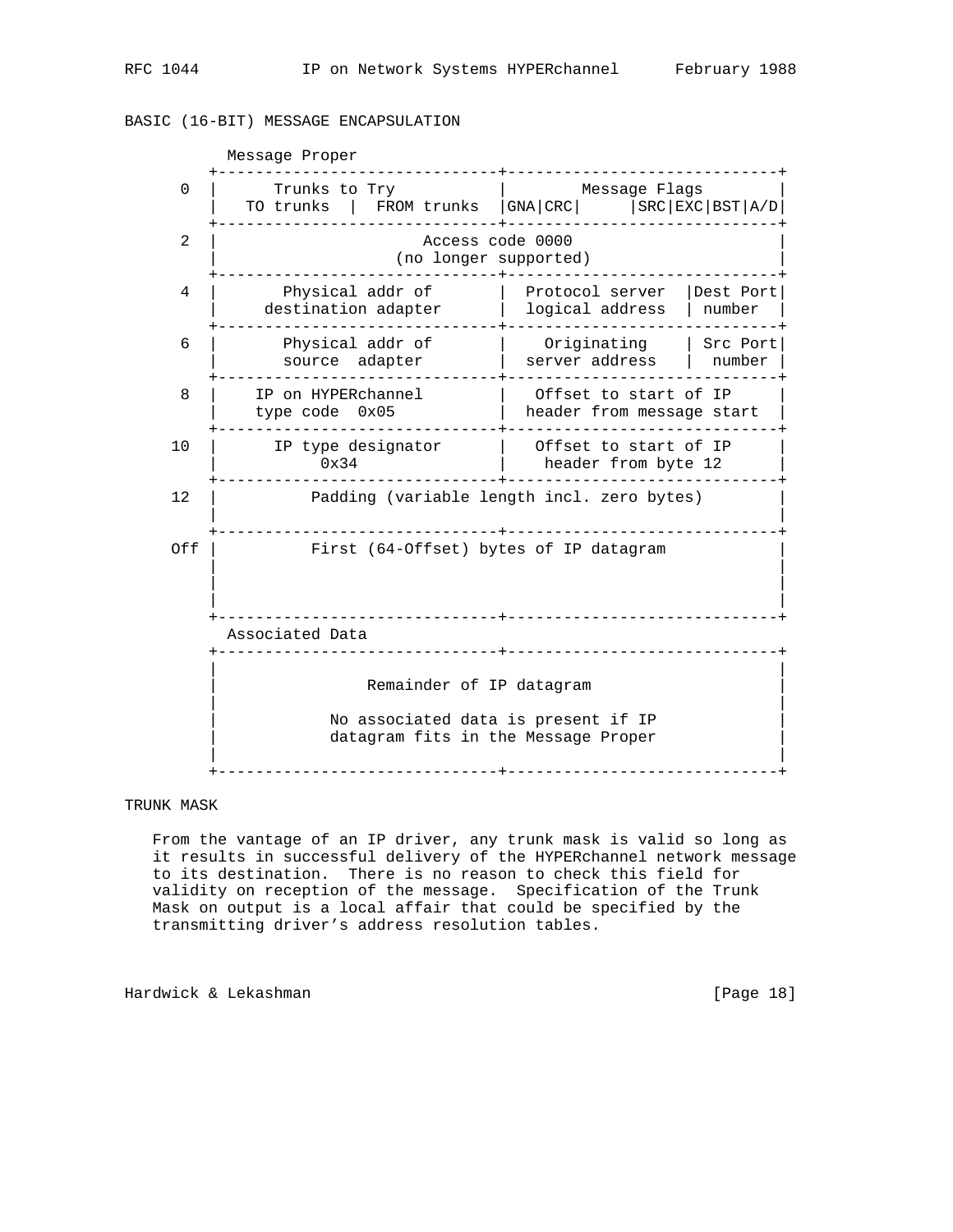BASIC (16-BIT) MESSAGE ENCAPSULATION

```
         Message Proper
        +------------------------------+-----------------------------+
    0   |      Trunks to Try           |        Message Flags        |
        |   TO trunks  |  FROM trunks  |GNA|CRC|     |SRC|EXC|BST|A/D|
        +------------------------------+-----------------------------+
    2   |                       Access code 0000                     |
        |                    (no longer supported)                   |
        +------------------------------+-----------------------------+
    4   |       Physical addr of       |  Protocol server  |Dest Port|
        |     destination adapter      |  logical address  | number  |
        +------------------------------+-----------------------------+
    6   |       Physical addr of       |    Originating    | Src Port|
        |       source  adapter        |  server address   |  number |
        +------------------------------+-----------------------------+
    8   |    IP on HYPERchannel        |   Offset to start of IP     |
        |    type code  0x05           |  header from message start  |
        +------------------------------+-----------------------------+
   10   |      IP type designator      |   Offset to start of IP     |
        |            0x34              |     header from byte 12     |
        +------------------------------+-----------------------------+
   12   |          Padding (variable length incl. zero bytes)        |
        |                                                            |
        +------------------------------+-----------------------------+
   Off  |          First (64-Offset) bytes of IP datagram            |
        |                                                            |
        |                                                            |
        |                                                            |
        +------------------------------+-----------------------------+
         Associated Data
        +------------------------------+-----------------------------+
        |                                                            |
        |                  Remainder of IP datagram                  |
        |                                                            |
        |              No associated data is present if IP           |
        |              datagram fits in the Message Proper           |
        |                                                            |
        +------------------------------+-----------------------------+
```

TRUNK MASK

From the vantage of an IP driver, any trunk mask is valid so long as it results in successful delivery of the HYPERchannel network message to its destination. There is no reason to check this field for validity on reception of the message. Specification of the Trunk Mask on output is a local affair that could be specified by the transmitting driver's address resolution tables.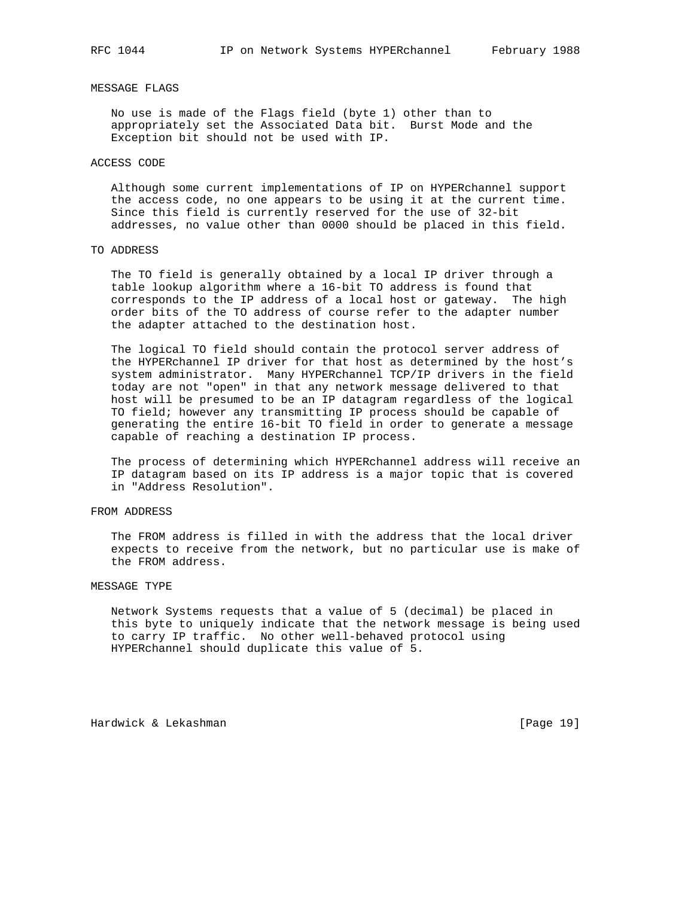### MESSAGE FLAGS

No use is made of the Flags field (byte 1) other than to appropriately set the Associated Data bit. Burst Mode and the Exception bit should not be used with IP.

### ACCESS CODE

Although some current implementations of IP on HYPERchannel support the access code, no one appears to be using it at the current time. Since this field is currently reserved for the use of 32-bit addresses, no value other than 0000 should be placed in this field.

### TO ADDRESS

The TO field is generally obtained by a local IP driver through a table lookup algorithm where a 16-bit TO address is found that corresponds to the IP address of a local host or gateway. The high order bits of the TO address of course refer to the adapter number the adapter attached to the destination host.

The logical TO field should contain the protocol server address of the HYPERchannel IP driver for that host as determined by the host's system administrator. Many HYPERchannel TCP/IP drivers in the field today are not "open" in that any network message delivered to that host will be presumed to be an IP datagram regardless of the logical TO field; however any transmitting IP process should be capable of generating the entire 16-bit TO field in order to generate a message capable of reaching a destination IP process.

The process of determining which HYPERchannel address will receive an IP datagram based on its IP address is a major topic that is covered in "Address Resolution".

### FROM ADDRESS

The FROM address is filled in with the address that the local driver expects to receive from the network, but no particular use is make of the FROM address.

### MESSAGE TYPE

Network Systems requests that a value of 5 (decimal) be placed in this byte to uniquely indicate that the network message is being used to carry IP traffic. No other well-behaved protocol using HYPERchannel should duplicate this value of 5.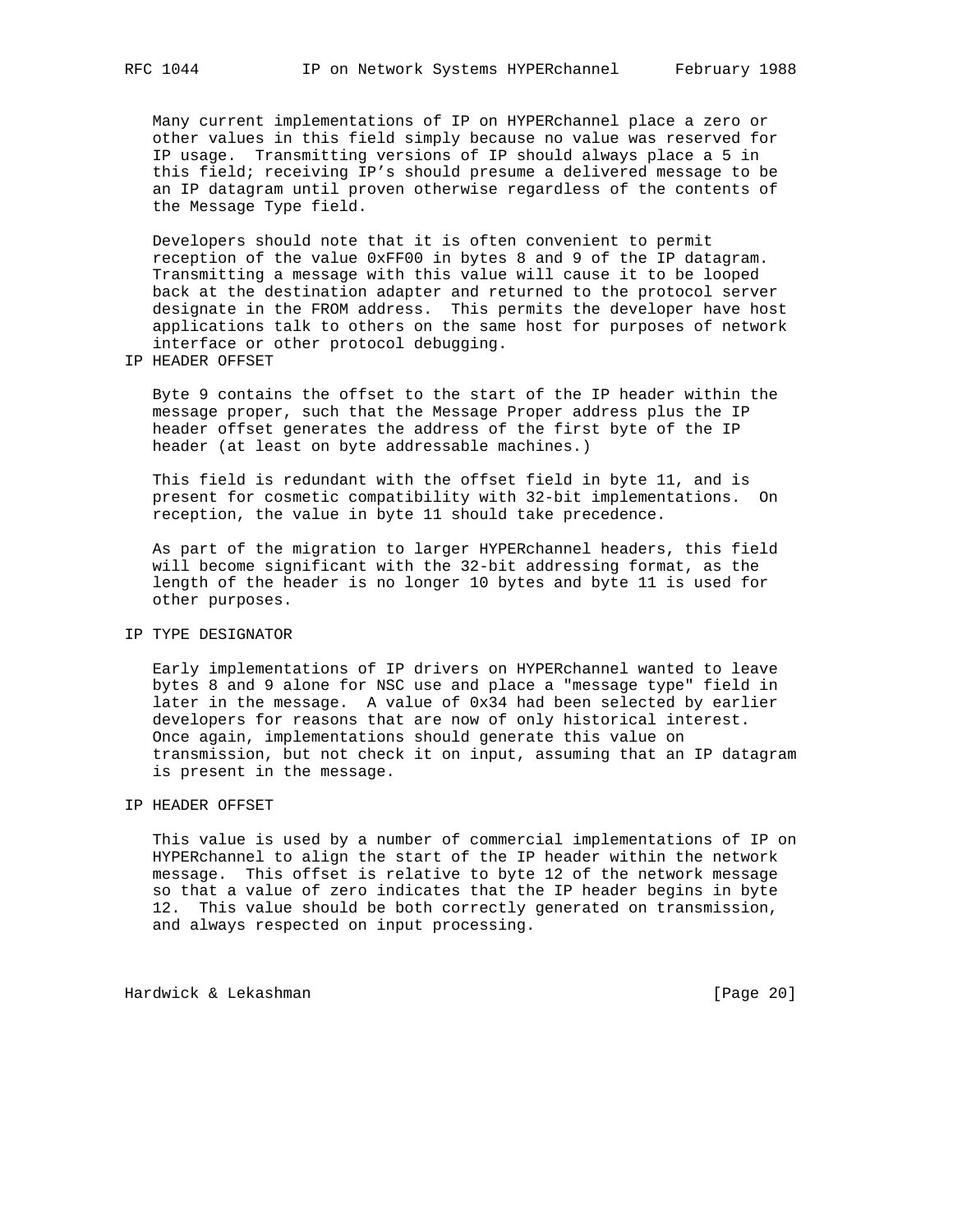Many current implementations of IP on HYPERchannel place a zero or other values in this field simply because no value was reserved for IP usage. Transmitting versions of IP should always place a 5 in this field; receiving IP's should presume a delivered message to be an IP datagram until proven otherwise regardless of the contents of the Message Type field.

Developers should note that it is often convenient to permit reception of the value 0xFF00 in bytes 8 and 9 of the IP datagram. Transmitting a message with this value will cause it to be looped back at the destination adapter and returned to the protocol server designate in the FROM address. This permits the developer have host applications talk to others on the same host for purposes of network interface or other protocol debugging.

### IP HEADER OFFSET

Byte 9 contains the offset to the start of the IP header within the message proper, such that the Message Proper address plus the IP header offset generates the address of the first byte of the IP header (at least on byte addressable machines.)

This field is redundant with the offset field in byte 11, and is present for cosmetic compatibility with 32-bit implementations. On reception, the value in byte 11 should take precedence.

As part of the migration to larger HYPERchannel headers, this field will become significant with the 32-bit addressing format, as the length of the header is no longer 10 bytes and byte 11 is used for other purposes.

### IP TYPE DESIGNATOR

Early implementations of IP drivers on HYPERchannel wanted to leave bytes 8 and 9 alone for NSC use and place a "message type" field in later in the message. A value of 0x34 had been selected by earlier developers for reasons that are now of only historical interest. Once again, implementations should generate this value on transmission, but not check it on input, assuming that an IP datagram is present in the message.

### IP HEADER OFFSET

This value is used by a number of commercial implementations of IP on HYPERchannel to align the start of the IP header within the network message. This offset is relative to byte 12 of the network message so that a value of zero indicates that the IP header begins in byte 12. This value should be both correctly generated on transmission, and always respected on input processing.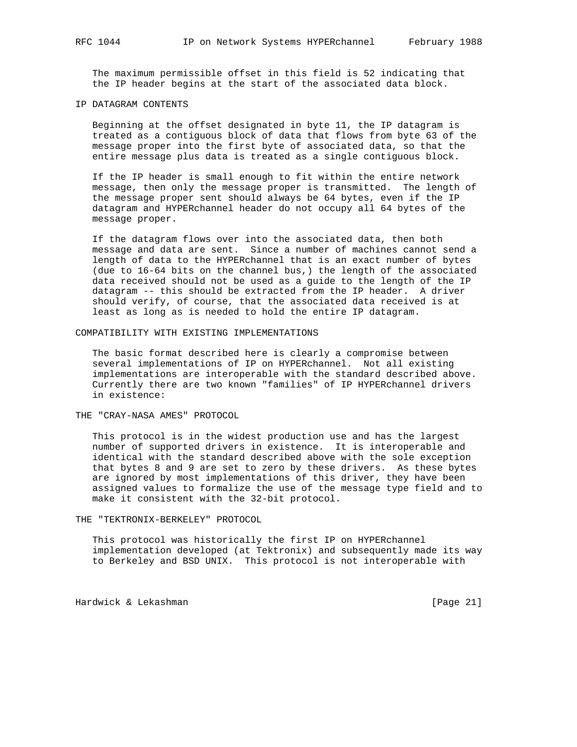The maximum permissible offset in this field is 52 indicating that the IP header begins at the start of the associated data block.

## IP DATAGRAM CONTENTS

Beginning at the offset designated in byte 11, the IP datagram is treated as a contiguous block of data that flows from byte 63 of the message proper into the first byte of associated data, so that the entire message plus data is treated as a single contiguous block.

If the IP header is small enough to fit within the entire network message, then only the message proper is transmitted. The length of the message proper sent should always be 64 bytes, even if the IP datagram and HYPERchannel header do not occupy all 64 bytes of the message proper.

If the datagram flows over into the associated data, then both message and data are sent. Since a number of machines cannot send a length of data to the HYPERchannel that is an exact number of bytes (due to 16-64 bits on the channel bus,) the length of the associated data received should not be used as a guide to the length of the IP datagram -- this should be extracted from the IP header. A driver should verify, of course, that the associated data received is at least as long as is needed to hold the entire IP datagram.

## COMPATIBILITY WITH EXISTING IMPLEMENTATIONS

The basic format described here is clearly a compromise between several implementations of IP on HYPERchannel. Not all existing implementations are interoperable with the standard described above. Currently there are two known "families" of IP HYPERchannel drivers in existence:

## THE "CRAY-NASA AMES" PROTOCOL

This protocol is in the widest production use and has the largest number of supported drivers in existence. It is interoperable and identical with the standard described above with the sole exception that bytes 8 and 9 are set to zero by these drivers. As these bytes are ignored by most implementations of this driver, they have been assigned values to formalize the use of the message type field and to make it consistent with the 32-bit protocol.

## THE "TEKTRONIX-BERKELEY" PROTOCOL

This protocol was historically the first IP on HYPERchannel implementation developed (at Tektronix) and subsequently made its way to Berkeley and BSD UNIX. This protocol is not interoperable with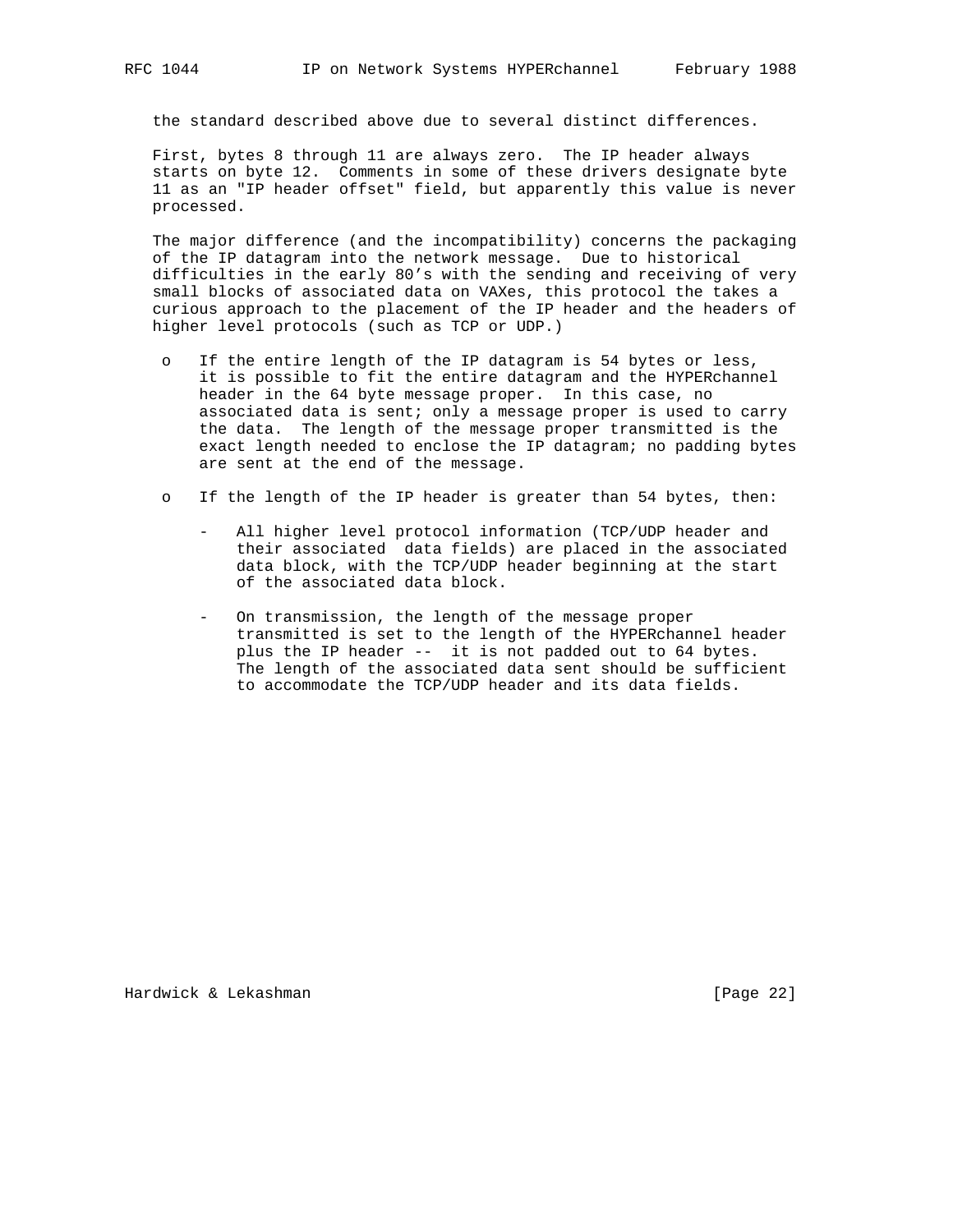the standard described above due to several distinct differences.

First, bytes 8 through 11 are always zero. The IP header always starts on byte 12. Comments in some of these drivers designate byte 11 as an "IP header offset" field, but apparently this value is never processed.

The major difference (and the incompatibility) concerns the packaging of the IP datagram into the network message. Due to historical difficulties in the early 80's with the sending and receiving of very small blocks of associated data on VAXes, this protocol the takes a curious approach to the placement of the IP header and the headers of higher level protocols (such as TCP or UDP.)

- If the entire length of the IP datagram is 54 bytes or less, it is possible to fit the entire datagram and the HYPERchannel header in the 64 byte message proper. In this case, no associated data is sent; only a message proper is used to carry the data. The length of the message proper transmitted is the exact length needed to enclose the IP datagram; no padding bytes are sent at the end of the message.

- If the length of the IP header is greater than 54 bytes, then:

  - All higher level protocol information (TCP/UDP header and their associated data fields) are placed in the associated data block, with the TCP/UDP header beginning at the start of the associated data block.

  - On transmission, the length of the message proper transmitted is set to the length of the HYPERchannel header plus the IP header -- it is not padded out to 64 bytes. The length of the associated data sent should be sufficient to accommodate the TCP/UDP header and its data fields.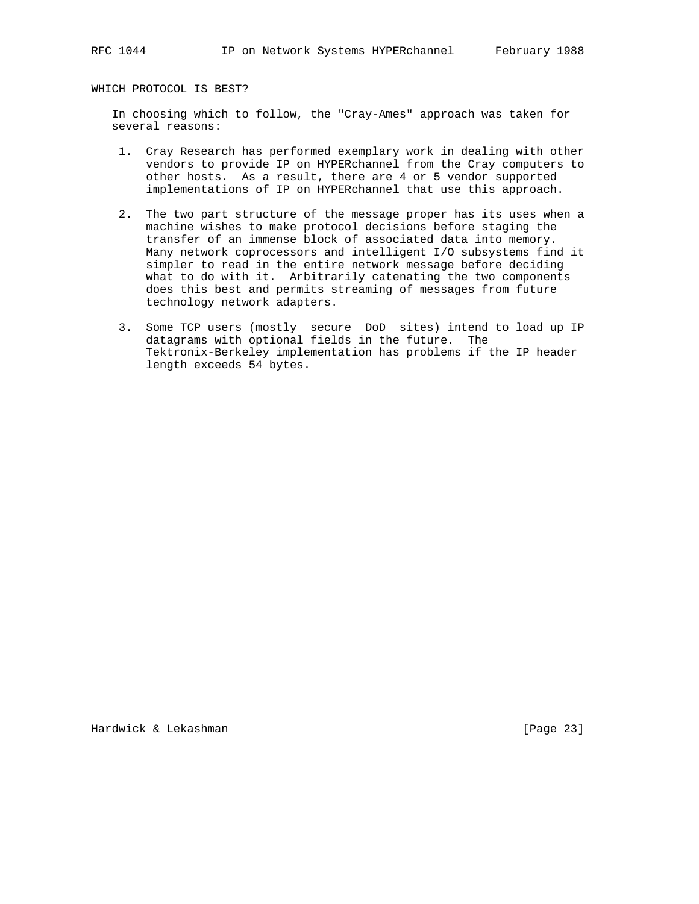## WHICH PROTOCOL IS BEST?

In choosing which to follow, the "Cray-Ames" approach was taken for several reasons:

1. Cray Research has performed exemplary work in dealing with other vendors to provide IP on HYPERchannel from the Cray computers to other hosts. As a result, there are 4 or 5 vendor supported implementations of IP on HYPERchannel that use this approach.

2. The two part structure of the message proper has its uses when a machine wishes to make protocol decisions before staging the transfer of an immense block of associated data into memory. Many network coprocessors and intelligent I/O subsystems find it simpler to read in the entire network message before deciding what to do with it. Arbitrarily catenating the two components does this best and permits streaming of messages from future technology network adapters.

3. Some TCP users (mostly secure DoD sites) intend to load up IP datagrams with optional fields in the future. The Tektronix-Berkeley implementation has problems if the IP header length exceeds 54 bytes.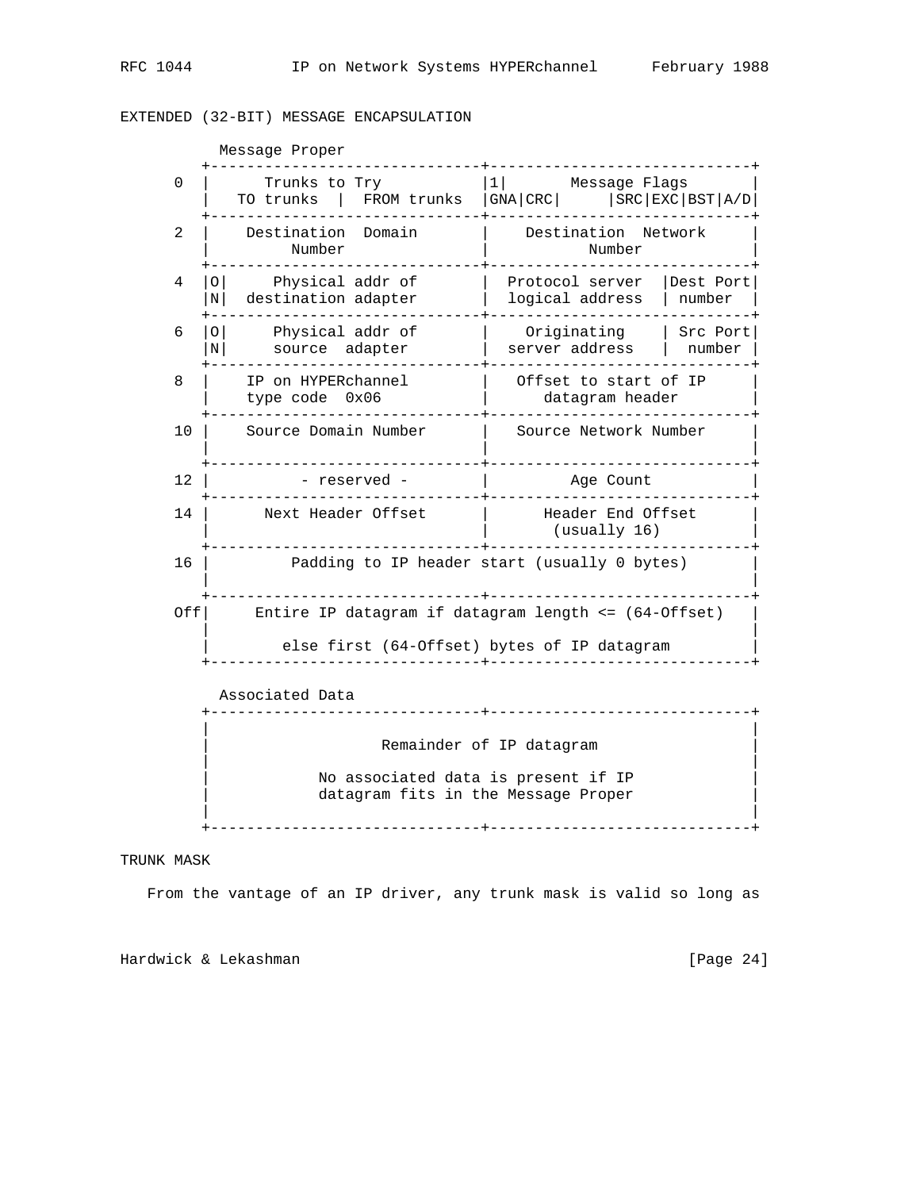EXTENDED (32-BIT) MESSAGE ENCAPSULATION

```
         Message Proper
       +------------------------------+-----------------------------+
     0 |      Trunks to Try           |1|       Message Flags         |
       |   TO trunks  |  FROM trunks  |GNA|CRC|     |SRC|EXC|BST|A/D|
       +------------------------------+-----------------------------+
     2 |    Destination  Domain       |    Destination  Network     |
       |         Number               |            Number           |
       +------------------------------+-----------------------------+
     4 |O|     Physical addr of       |  Protocol server  |Dest Port|
       |N|  destination adapter       |  logical address  | number  |
       +------------------------------+-----------------------------+
     6 |O|     Physical addr of       |    Originating    | Src Port|
       |N|     source  adapter        |  server address   |  number |
       +------------------------------+-----------------------------+
     8 |    IP on HYPERchannel        |   Offset to start of IP     |
       |    type code  0x06           |      datagram header        |
       +------------------------------+-----------------------------+
    10 |    Source Domain Number      |   Source Network Number     |
       |                              |                             |
       +------------------------------+-----------------------------+
    12 |         - reserved -         |          Age Count          |
       +------------------------------+-----------------------------+
    14 |      Next Header Offset      |      Header End Offset      |
       |                              |        (usually 16)         |
       +------------------------------+-----------------------------+
    16 |         Padding to IP header start (usually 0 bytes)       |
       |                                                            |
       +------------------------------+-----------------------------+
   Off|     Entire IP datagram if datagram length <= (64-Offset)    |
       |                                                            |
       |        else first (64-Offset) bytes of IP datagram         |
       +------------------------------+-----------------------------+

         Associated Data
       +------------------------------+-----------------------------+
       |                                                            |
       |                  Remainder of IP datagram                  |
       |                                                            |
       |            No associated data is present if IP             |
       |            datagram fits in the Message Proper             |
       |                                                            |
       +------------------------------+-----------------------------+
```

TRUNK MASK

From the vantage of an IP driver, any trunk mask is valid so long as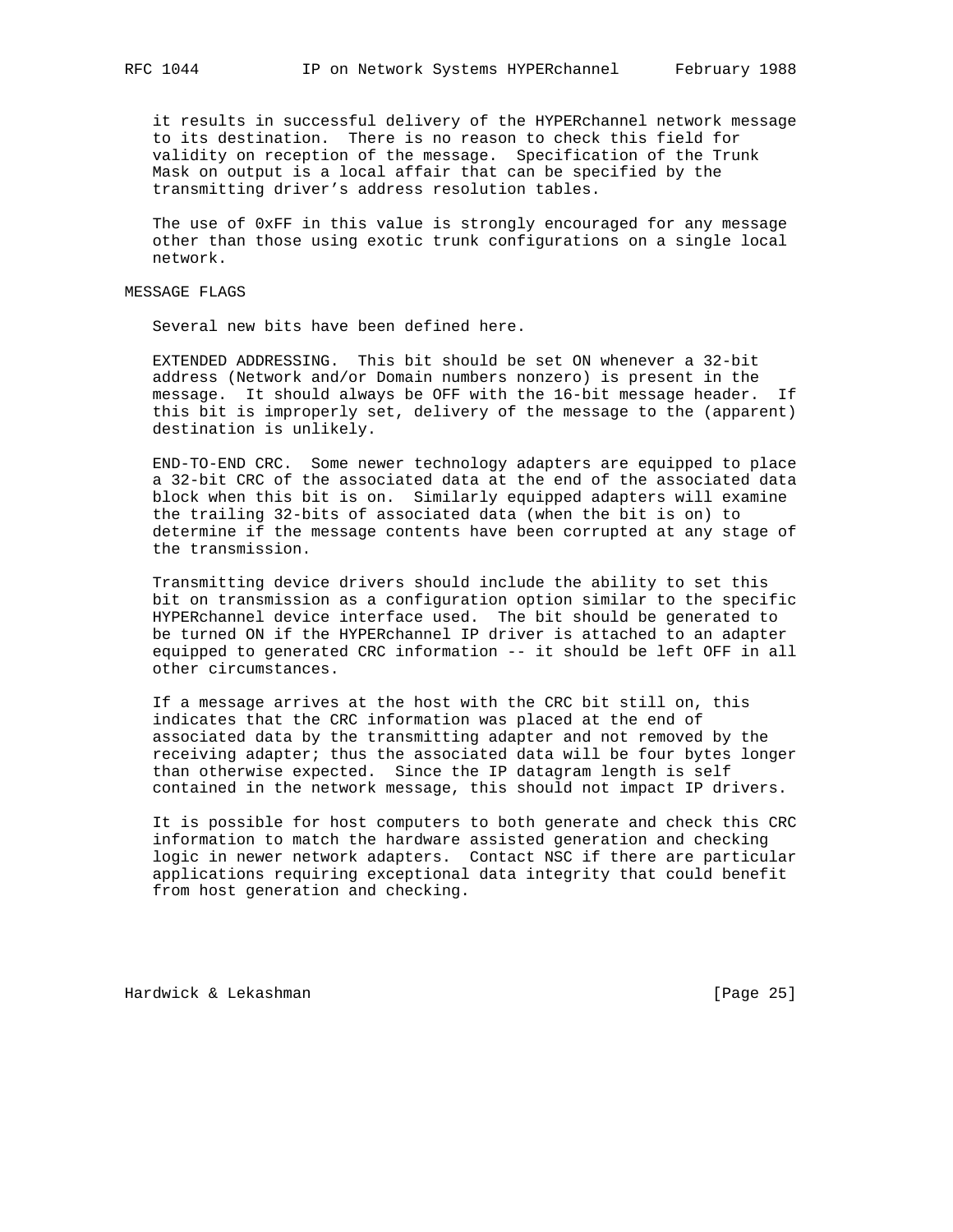it results in successful delivery of the HYPERchannel network message to its destination. There is no reason to check this field for validity on reception of the message. Specification of the Trunk Mask on output is a local affair that can be specified by the transmitting driver's address resolution tables.

The use of 0xFF in this value is strongly encouraged for any message other than those using exotic trunk configurations on a single local network.

## MESSAGE FLAGS

Several new bits have been defined here.

EXTENDED ADDRESSING. This bit should be set ON whenever a 32-bit address (Network and/or Domain numbers nonzero) is present in the message. It should always be OFF with the 16-bit message header. If this bit is improperly set, delivery of the message to the (apparent) destination is unlikely.

END-TO-END CRC. Some newer technology adapters are equipped to place a 32-bit CRC of the associated data at the end of the associated data block when this bit is on. Similarly equipped adapters will examine the trailing 32-bits of associated data (when the bit is on) to determine if the message contents have been corrupted at any stage of the transmission.

Transmitting device drivers should include the ability to set this bit on transmission as a configuration option similar to the specific HYPERchannel device interface used. The bit should be generated to be turned ON if the HYPERchannel IP driver is attached to an adapter equipped to generated CRC information -- it should be left OFF in all other circumstances.

If a message arrives at the host with the CRC bit still on, this indicates that the CRC information was placed at the end of associated data by the transmitting adapter and not removed by the receiving adapter; thus the associated data will be four bytes longer than otherwise expected. Since the IP datagram length is self contained in the network message, this should not impact IP drivers.

It is possible for host computers to both generate and check this CRC information to match the hardware assisted generation and checking logic in newer network adapters. Contact NSC if there are particular applications requiring exceptional data integrity that could benefit from host generation and checking.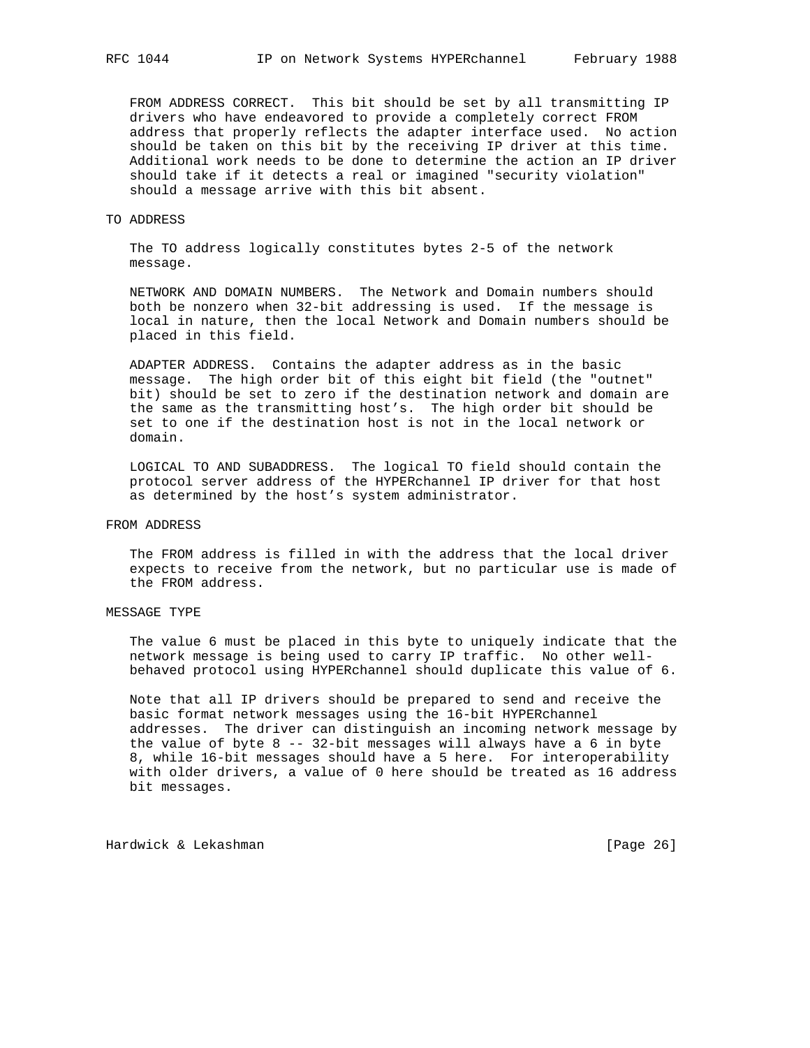FROM ADDRESS CORRECT. This bit should be set by all transmitting IP drivers who have endeavored to provide a completely correct FROM address that properly reflects the adapter interface used. No action should be taken on this bit by the receiving IP driver at this time. Additional work needs to be done to determine the action an IP driver should take if it detects a real or imagined "security violation" should a message arrive with this bit absent.

### TO ADDRESS

The TO address logically constitutes bytes 2-5 of the network message.

NETWORK AND DOMAIN NUMBERS. The Network and Domain numbers should both be nonzero when 32-bit addressing is used. If the message is local in nature, then the local Network and Domain numbers should be placed in this field.

ADAPTER ADDRESS. Contains the adapter address as in the basic message. The high order bit of this eight bit field (the "outnet" bit) should be set to zero if the destination network and domain are the same as the transmitting host's. The high order bit should be set to one if the destination host is not in the local network or domain.

LOGICAL TO AND SUBADDRESS. The logical TO field should contain the protocol server address of the HYPERchannel IP driver for that host as determined by the host's system administrator.

### FROM ADDRESS

The FROM address is filled in with the address that the local driver expects to receive from the network, but no particular use is made of the FROM address.

### MESSAGE TYPE

The value 6 must be placed in this byte to uniquely indicate that the network message is being used to carry IP traffic. No other well-behaved protocol using HYPERchannel should duplicate this value of 6.

Note that all IP drivers should be prepared to send and receive the basic format network messages using the 16-bit HYPERchannel addresses. The driver can distinguish an incoming network message by the value of byte 8 -- 32-bit messages will always have a 6 in byte 8, while 16-bit messages should have a 5 here. For interoperability with older drivers, a value of 0 here should be treated as 16 address bit messages.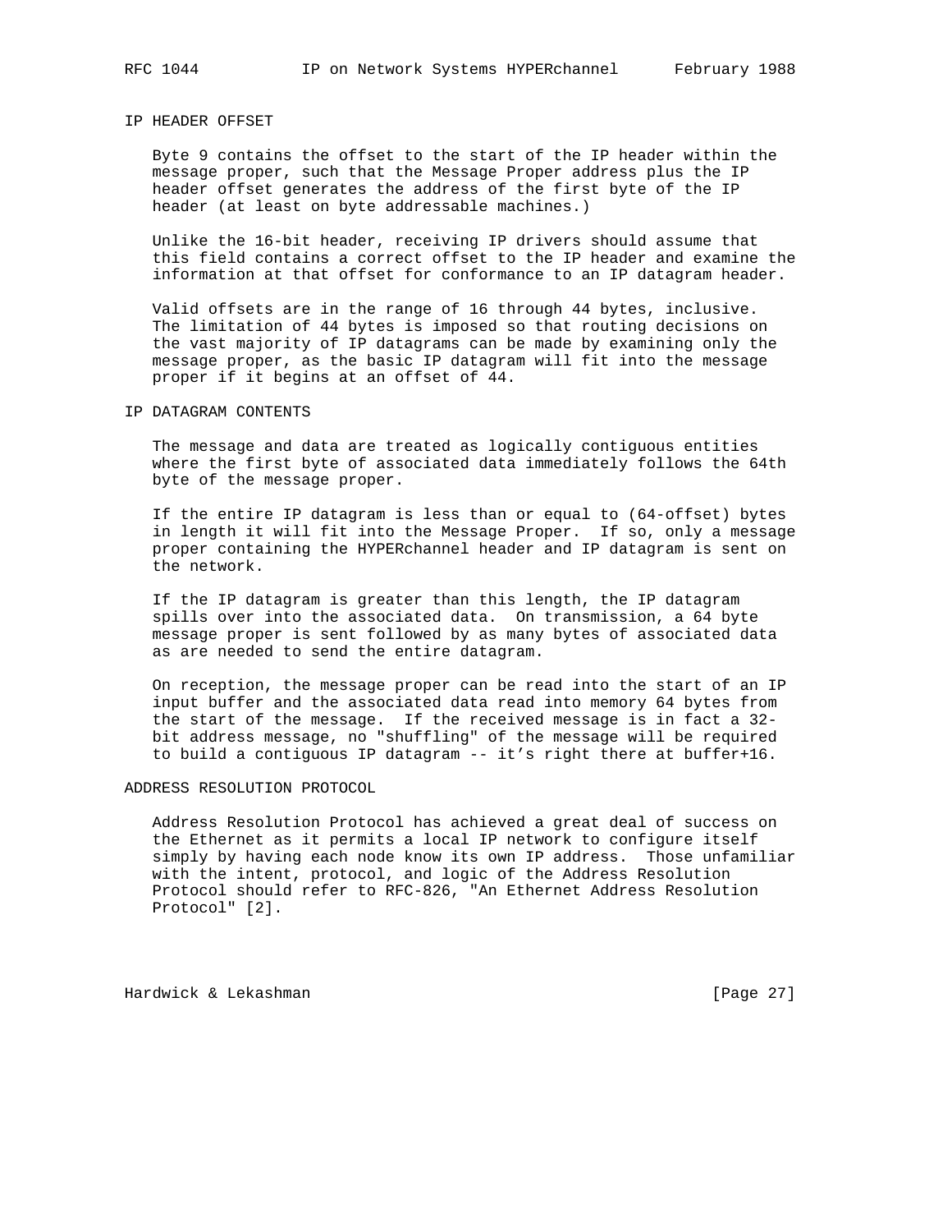## IP HEADER OFFSET

Byte 9 contains the offset to the start of the IP header within the message proper, such that the Message Proper address plus the IP header offset generates the address of the first byte of the IP header (at least on byte addressable machines.)

Unlike the 16-bit header, receiving IP drivers should assume that this field contains a correct offset to the IP header and examine the information at that offset for conformance to an IP datagram header.

Valid offsets are in the range of 16 through 44 bytes, inclusive. The limitation of 44 bytes is imposed so that routing decisions on the vast majority of IP datagrams can be made by examining only the message proper, as the basic IP datagram will fit into the message proper if it begins at an offset of 44.

## IP DATAGRAM CONTENTS

The message and data are treated as logically contiguous entities where the first byte of associated data immediately follows the 64th byte of the message proper.

If the entire IP datagram is less than or equal to (64-offset) bytes in length it will fit into the Message Proper. If so, only a message proper containing the HYPERchannel header and IP datagram is sent on the network.

If the IP datagram is greater than this length, the IP datagram spills over into the associated data. On transmission, a 64 byte message proper is sent followed by as many bytes of associated data as are needed to send the entire datagram.

On reception, the message proper can be read into the start of an IP input buffer and the associated data read into memory 64 bytes from the start of the message. If the received message is in fact a 32-bit address message, no "shuffling" of the message will be required to build a contiguous IP datagram -- it's right there at buffer+16.

## ADDRESS RESOLUTION PROTOCOL

Address Resolution Protocol has achieved a great deal of success on the Ethernet as it permits a local IP network to configure itself simply by having each node know its own IP address. Those unfamiliar with the intent, protocol, and logic of the Address Resolution Protocol should refer to RFC-826, "An Ethernet Address Resolution Protocol" [2].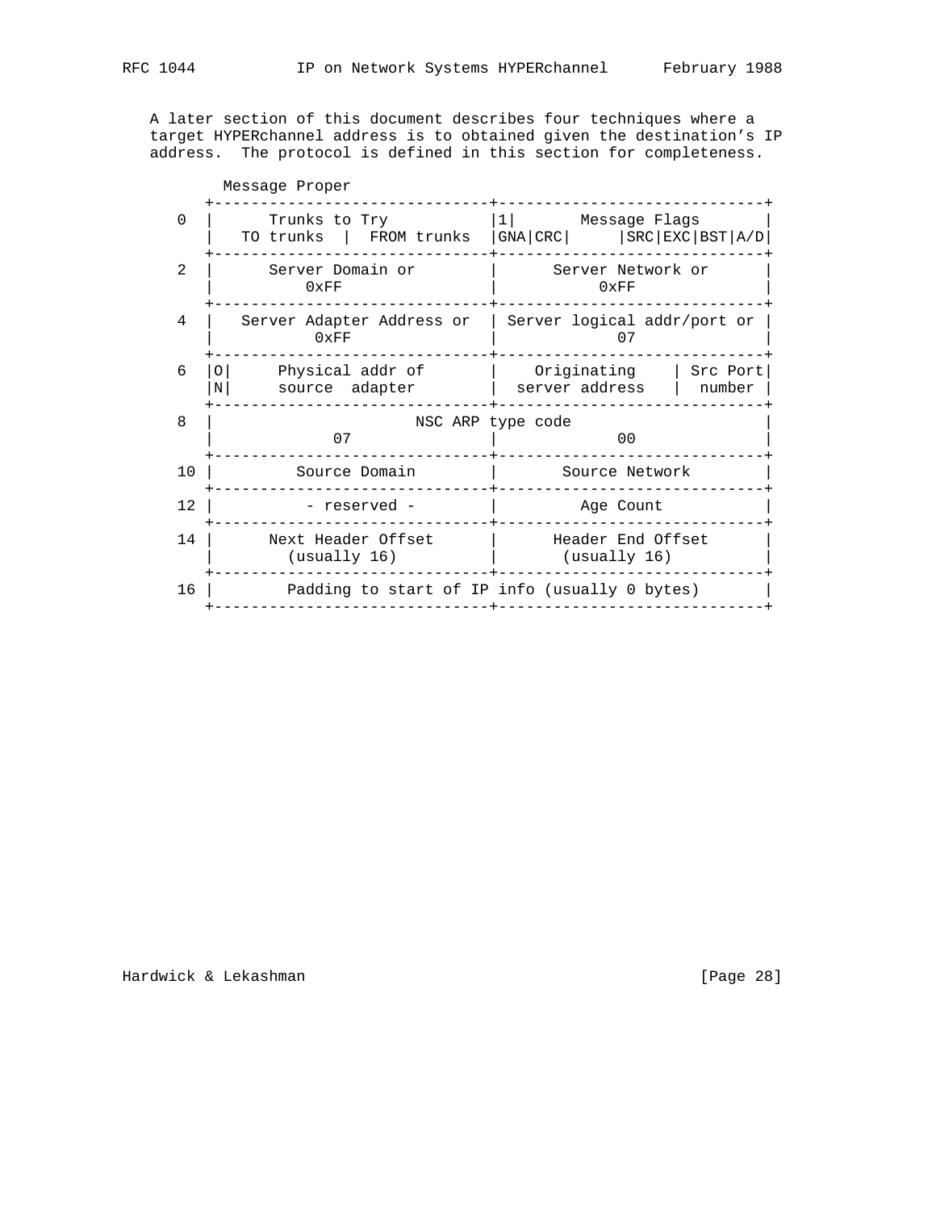A later section of this document describes four techniques where a target HYPERchannel address is to obtained given the destination's IP address. The protocol is defined in this section for completeness.

```
      Message Proper
    +------------------------------+-----------------------------+
 0  |      Trunks to Try           |1|       Message Flags       |
    |  TO trunks  |  FROM trunks   |GNA|CRC|     |SRC|EXC|BST|A/D|
    +------------------------------+-----------------------------+
 2  |      Server Domain or        |      Server Network or      |
    |          0xFF                |           0xFF              |
    +------------------------------+-----------------------------+
 4  |  Server Adapter Address or   | Server logical addr/port or |
    |          0xFF                |              07             |
    +------------------------------+-----------------------------+
 6  |O|     Physical addr of       |   Originating     | Src Port|
    |N|     source  adapter        | server address    |  number |
    +------------------------------+-----------------------------+
 8  |                      NSC ARP type code                     |
    |            07                |              00             |
    +------------------------------+-----------------------------+
10  |        Source Domain         |       Source Network        |
    +------------------------------+-----------------------------+
12  |         - reserved -         |          Age Count          |
    +------------------------------+-----------------------------+
14  |      Next Header Offset      |      Header End Offset      |
    |        (usually 16)          |        (usually 16)         |
    +------------------------------+-----------------------------+
16  |       Padding to start of IP info (usually 0 bytes)        |
    +------------------------------+-----------------------------+
```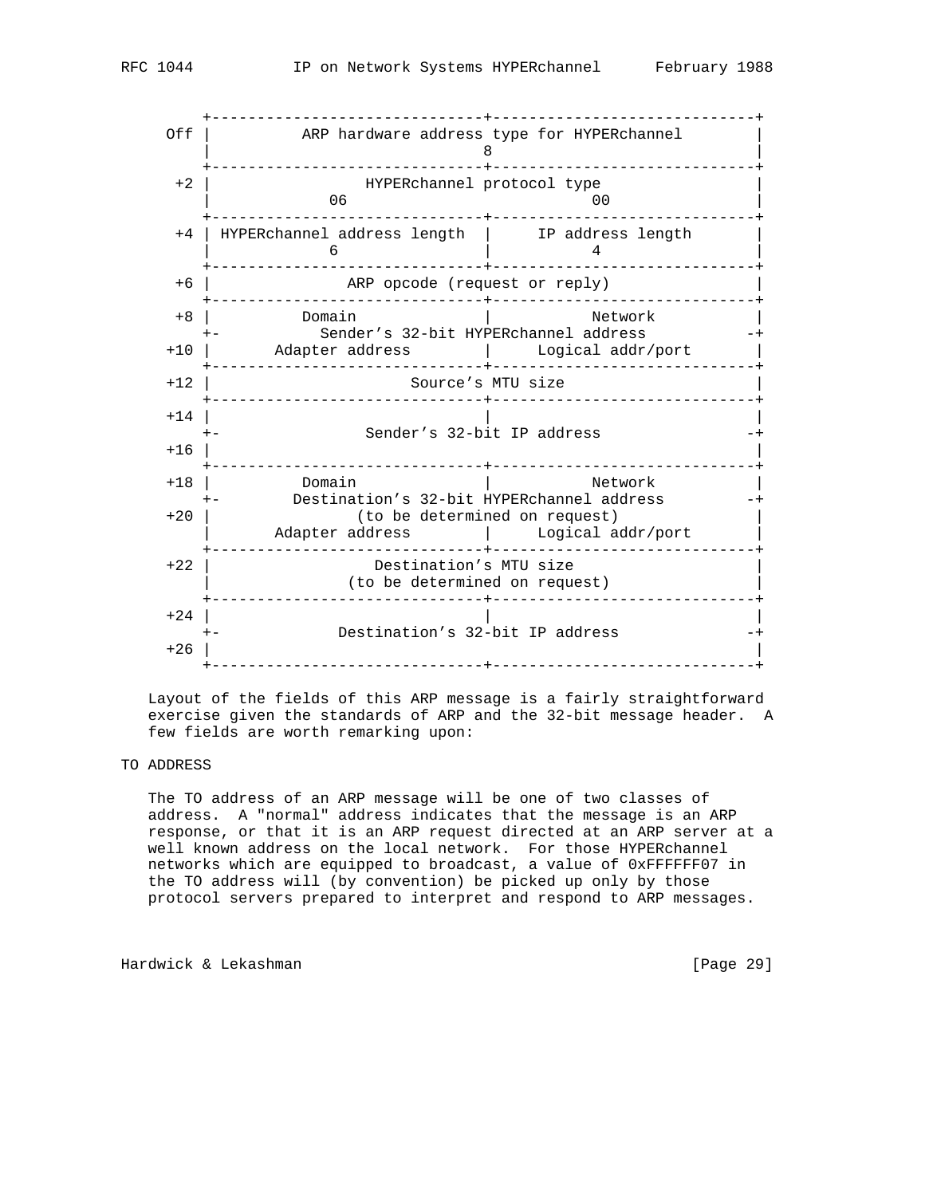```
         +------------------------------+-----------------------------+
     Off |          ARP hardware address type for HYPERchannel         |
         |                              8                              |
         +------------------------------+-----------------------------+
      +2 |                 HYPERchannel protocol type                  |
         |             06                               00             |
         +------------------------------+-----------------------------+
      +4 | HYPERchannel address length  |      IP address length       |
         |             6                |             4               |
         +------------------------------+-----------------------------+
      +6 |               ARP opcode (request or reply)                 |
         +------------------------------+-----------------------------+
      +8 |          Domain              |           Network            |
         +-        Sender's 32-bit HYPERchannel address              -+
     +10 |       Adapter address        |     Logical addr/port       |
         +------------------------------+-----------------------------+
     +12 |                        Source's MTU size                    |
         +------------------------------+-----------------------------+
     +14 |                              |                              |
         +-                Sender's 32-bit IP address                -+
     +16 |                                                             |
         +------------------------------+-----------------------------+
     +18 |          Domain              |           Network            |
         +-       Destination's 32-bit HYPERchannel address          -+
     +20 |              (to be determined on request)                  |
         |       Adapter address        |     Logical addr/port       |
         +------------------------------+-----------------------------+
     +22 |                   Destination's MTU size                    |
         |               (to be determined on request)                 |
         +------------------------------+-----------------------------+
     +24 |                              |                              |
         +-             Destination's 32-bit IP address              -+
     +26 |                                                             |
         +------------------------------+-----------------------------+
```

Layout of the fields of this ARP message is a fairly straightforward exercise given the standards of ARP and the 32-bit message header. A few fields are worth remarking upon:

TO ADDRESS

The TO address of an ARP message will be one of two classes of address. A "normal" address indicates that the message is an ARP response, or that it is an ARP request directed at an ARP server at a well known address on the local network. For those HYPERchannel networks which are equipped to broadcast, a value of 0xFFFFFF07 in the TO address will (by convention) be picked up only by those protocol servers prepared to interpret and respond to ARP messages.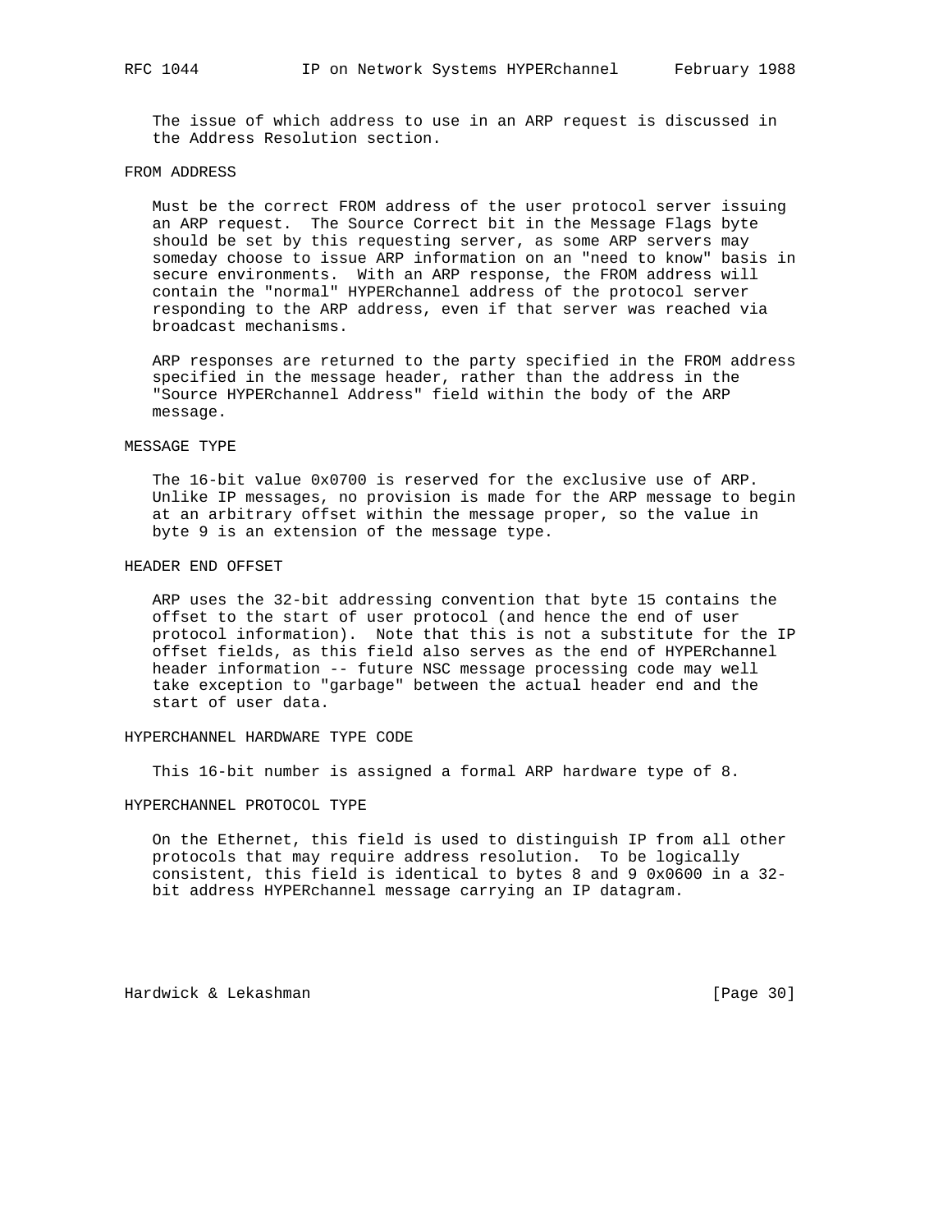The issue of which address to use in an ARP request is discussed in the Address Resolution section.

### FROM ADDRESS

Must be the correct FROM address of the user protocol server issuing an ARP request. The Source Correct bit in the Message Flags byte should be set by this requesting server, as some ARP servers may someday choose to issue ARP information on an "need to know" basis in secure environments. With an ARP response, the FROM address will contain the "normal" HYPERchannel address of the protocol server responding to the ARP address, even if that server was reached via broadcast mechanisms.

ARP responses are returned to the party specified in the FROM address specified in the message header, rather than the address in the "Source HYPERchannel Address" field within the body of the ARP message.

### MESSAGE TYPE

The 16-bit value 0x0700 is reserved for the exclusive use of ARP. Unlike IP messages, no provision is made for the ARP message to begin at an arbitrary offset within the message proper, so the value in byte 9 is an extension of the message type.

### HEADER END OFFSET

ARP uses the 32-bit addressing convention that byte 15 contains the offset to the start of user protocol (and hence the end of user protocol information). Note that this is not a substitute for the IP offset fields, as this field also serves as the end of HYPERchannel header information -- future NSC message processing code may well take exception to "garbage" between the actual header end and the start of user data.

### HYPERCHANNEL HARDWARE TYPE CODE

This 16-bit number is assigned a formal ARP hardware type of 8.

### HYPERCHANNEL PROTOCOL TYPE

On the Ethernet, this field is used to distinguish IP from all other protocols that may require address resolution. To be logically consistent, this field is identical to bytes 8 and 9 0x0600 in a 32-bit address HYPERchannel message carrying an IP datagram.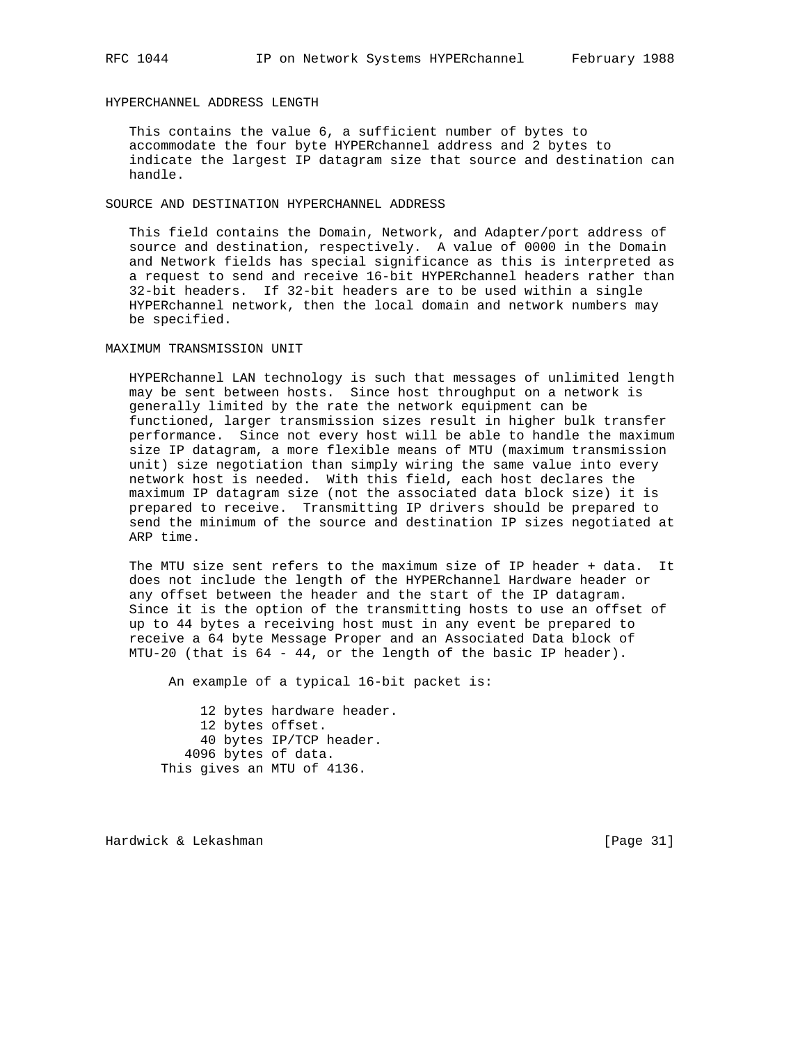### HYPERCHANNEL ADDRESS LENGTH

This contains the value 6, a sufficient number of bytes to accommodate the four byte HYPERchannel address and 2 bytes to indicate the largest IP datagram size that source and destination can handle.

### SOURCE AND DESTINATION HYPERCHANNEL ADDRESS

This field contains the Domain, Network, and Adapter/port address of source and destination, respectively. A value of 0000 in the Domain and Network fields has special significance as this is interpreted as a request to send and receive 16-bit HYPERchannel headers rather than 32-bit headers. If 32-bit headers are to be used within a single HYPERchannel network, then the local domain and network numbers may be specified.

### MAXIMUM TRANSMISSION UNIT

HYPERchannel LAN technology is such that messages of unlimited length may be sent between hosts. Since host throughput on a network is generally limited by the rate the network equipment can be functioned, larger transmission sizes result in higher bulk transfer performance. Since not every host will be able to handle the maximum size IP datagram, a more flexible means of MTU (maximum transmission unit) size negotiation than simply wiring the same value into every network host is needed. With this field, each host declares the maximum IP datagram size (not the associated data block size) it is prepared to receive. Transmitting IP drivers should be prepared to send the minimum of the source and destination IP sizes negotiated at ARP time.

The MTU size sent refers to the maximum size of IP header + data. It does not include the length of the HYPERchannel Hardware header or any offset between the header and the start of the IP datagram. Since it is the option of the transmitting hosts to use an offset of up to 44 bytes a receiving host must in any event be prepared to receive a 64 byte Message Proper and an Associated Data block of MTU-20 (that is 64 - 44, or the length of the basic IP header).

An example of a typical 16-bit packet is:

```
   12 bytes hardware header.
   12 bytes offset.
   40 bytes IP/TCP header.
 4096 bytes of data.
This gives an MTU of 4136.
```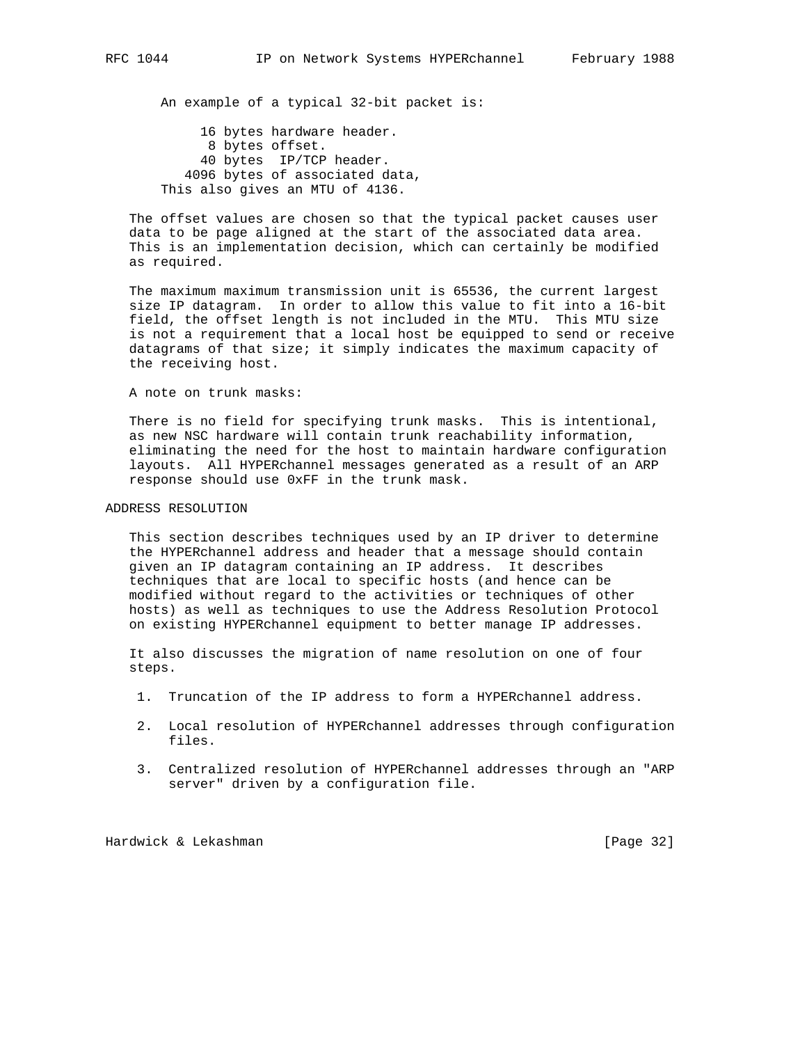An example of a typical 32-bit packet is:

```
     16 bytes hardware header.
      8 bytes offset.
     40 bytes  IP/TCP header.
   4096 bytes of associated data,
```

This also gives an MTU of 4136.

The offset values are chosen so that the typical packet causes user data to be page aligned at the start of the associated data area. This is an implementation decision, which can certainly be modified as required.

The maximum maximum transmission unit is 65536, the current largest size IP datagram. In order to allow this value to fit into a 16-bit field, the offset length is not included in the MTU. This MTU size is not a requirement that a local host be equipped to send or receive datagrams of that size; it simply indicates the maximum capacity of the receiving host.

A note on trunk masks:

There is no field for specifying trunk masks. This is intentional, as new NSC hardware will contain trunk reachability information, eliminating the need for the host to maintain hardware configuration layouts. All HYPERchannel messages generated as a result of an ARP response should use 0xFF in the trunk mask.

## ADDRESS RESOLUTION

This section describes techniques used by an IP driver to determine the HYPERchannel address and header that a message should contain given an IP datagram containing an IP address. It describes techniques that are local to specific hosts (and hence can be modified without regard to the activities or techniques of other hosts) as well as techniques to use the Address Resolution Protocol on existing HYPERchannel equipment to better manage IP addresses.

It also discusses the migration of name resolution on one of four steps.

1. Truncation of the IP address to form a HYPERchannel address.

2. Local resolution of HYPERchannel addresses through configuration files.

3. Centralized resolution of HYPERchannel addresses through an "ARP server" driven by a configuration file.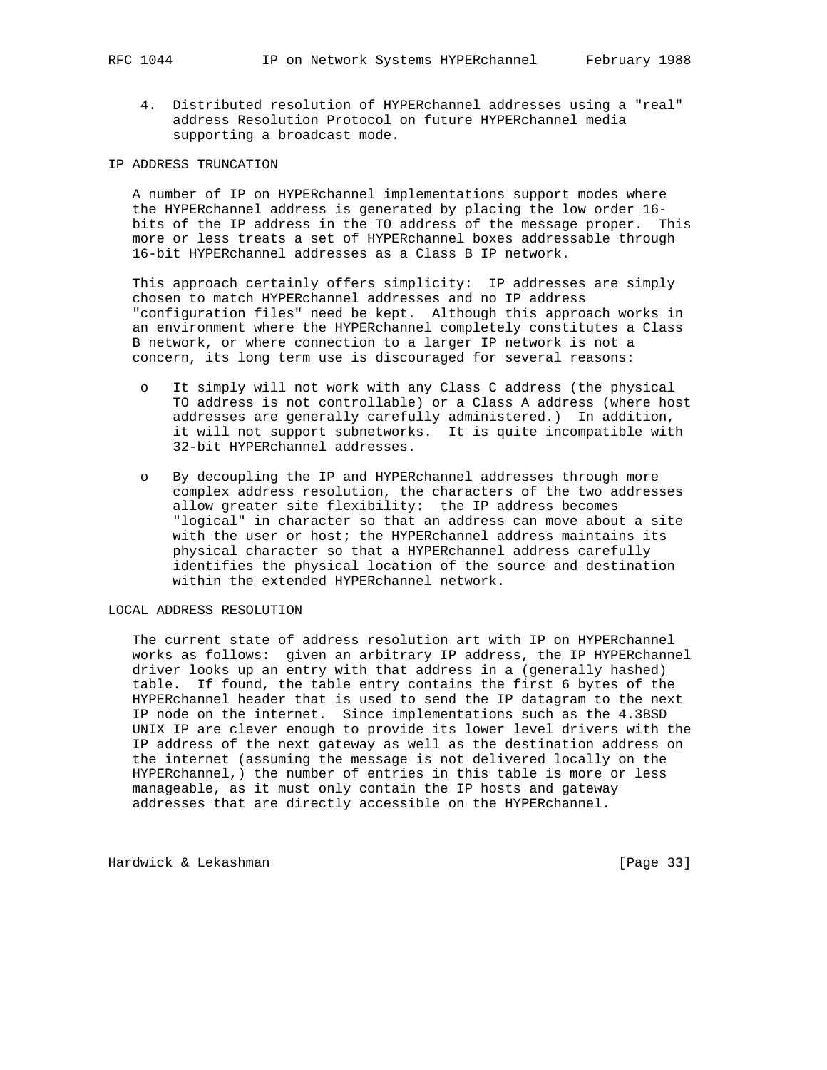4. Distributed resolution of HYPERchannel addresses using a "real" address Resolution Protocol on future HYPERchannel media supporting a broadcast mode.

## IP ADDRESS TRUNCATION

A number of IP on HYPERchannel implementations support modes where the HYPERchannel address is generated by placing the low order 16-bits of the IP address in the TO address of the message proper. This more or less treats a set of HYPERchannel boxes addressable through 16-bit HYPERchannel addresses as a Class B IP network.

This approach certainly offers simplicity: IP addresses are simply chosen to match HYPERchannel addresses and no IP address "configuration files" need be kept. Although this approach works in an environment where the HYPERchannel completely constitutes a Class B network, or where connection to a larger IP network is not a concern, its long term use is discouraged for several reasons:

- It simply will not work with any Class C address (the physical TO address is not controllable) or a Class A address (where host addresses are generally carefully administered.) In addition, it will not support subnetworks. It is quite incompatible with 32-bit HYPERchannel addresses.

- By decoupling the IP and HYPERchannel addresses through more complex address resolution, the characters of the two addresses allow greater site flexibility: the IP address becomes "logical" in character so that an address can move about a site with the user or host; the HYPERchannel address maintains its physical character so that a HYPERchannel address carefully identifies the physical location of the source and destination within the extended HYPERchannel network.

## LOCAL ADDRESS RESOLUTION

The current state of address resolution art with IP on HYPERchannel works as follows: given an arbitrary IP address, the IP HYPERchannel driver looks up an entry with that address in a (generally hashed) table. If found, the table entry contains the first 6 bytes of the HYPERchannel header that is used to send the IP datagram to the next IP node on the internet. Since implementations such as the 4.3BSD UNIX IP are clever enough to provide its lower level drivers with the IP address of the next gateway as well as the destination address on the internet (assuming the message is not delivered locally on the HYPERchannel,) the number of entries in this table is more or less manageable, as it must only contain the IP hosts and gateway addresses that are directly accessible on the HYPERchannel.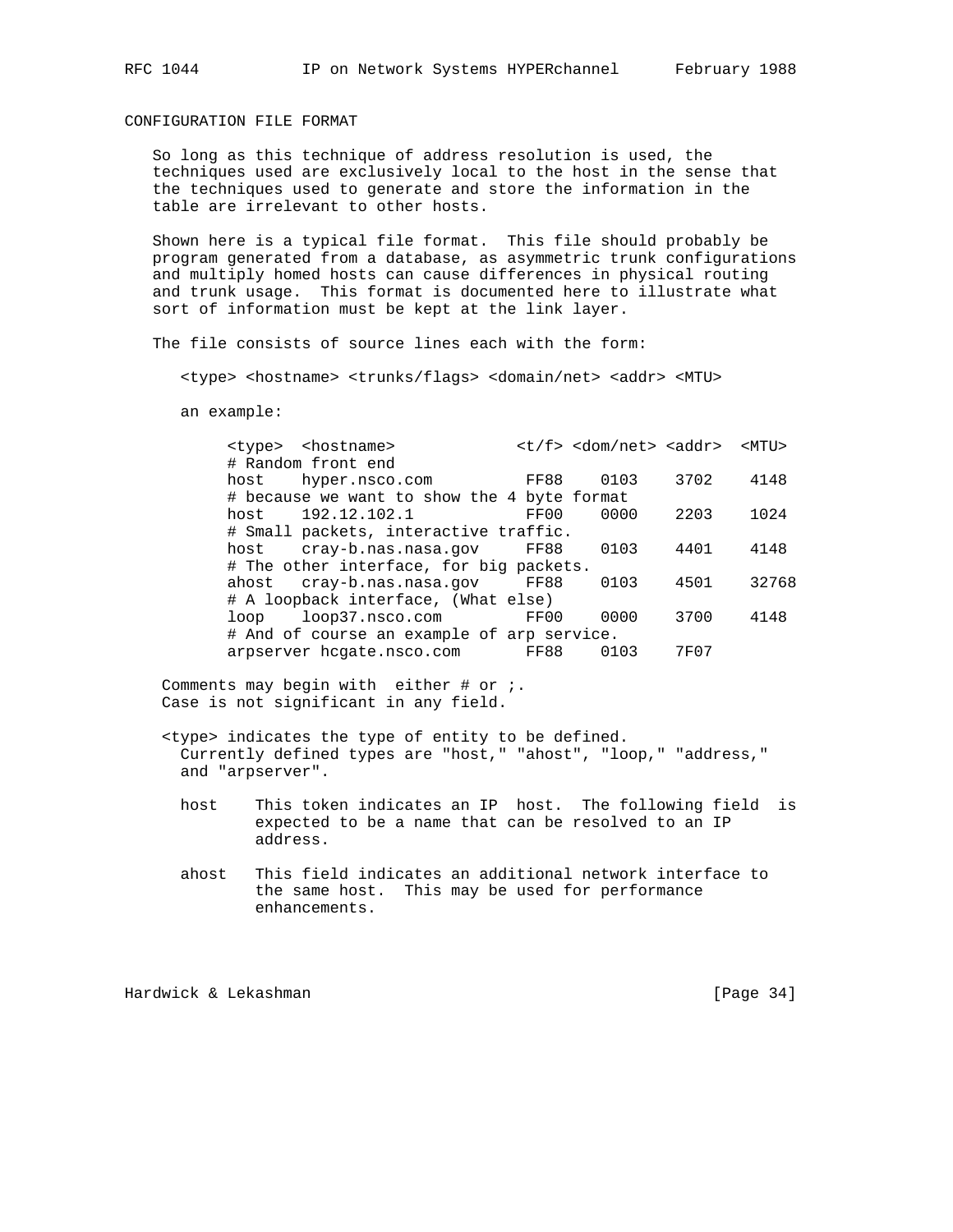## CONFIGURATION FILE FORMAT

So long as this technique of address resolution is used, the techniques used are exclusively local to the host in the sense that the techniques used to generate and store the information in the table are irrelevant to other hosts.

Shown here is a typical file format. This file should probably be program generated from a database, as asymmetric trunk configurations and multiply homed hosts can cause differences in physical routing and trunk usage. This format is documented here to illustrate what sort of information must be kept at the link layer.

The file consists of source lines each with the form:

```
<type> <hostname> <trunks/flags> <domain/net> <addr> <MTU>
```

an example:

```
<type>  <hostname>             <t/f> <dom/net> <addr>  <MTU>
# Random front end
host    hyper.nsco.com          FF88    0103    3702    4148
# because we want to show the 4 byte format
host    192.12.102.1            FF00    0000    2203    1024
# Small packets, interactive traffic.
host    cray-b.nas.nasa.gov     FF88    0103    4401    4148
# The other interface, for big packets.
ahost   cray-b.nas.nasa.gov     FF88    0103    4501    32768
# A loopback interface, (What else)
loop    loop37.nsco.com         FF00    0000    3700    4148
# And of course an example of arp service.
arpserver hcgate.nsco.com       FF88    0103    7F07
```

Comments may begin with either # or ;.
Case is not significant in any field.

<type> indicates the type of entity to be defined.
Currently defined types are "host," "ahost", "loop," "address," and "arpserver".

host — This token indicates an IP host. The following field is expected to be a name that can be resolved to an IP address.

ahost — This field indicates an additional network interface to the same host. This may be used for performance enhancements.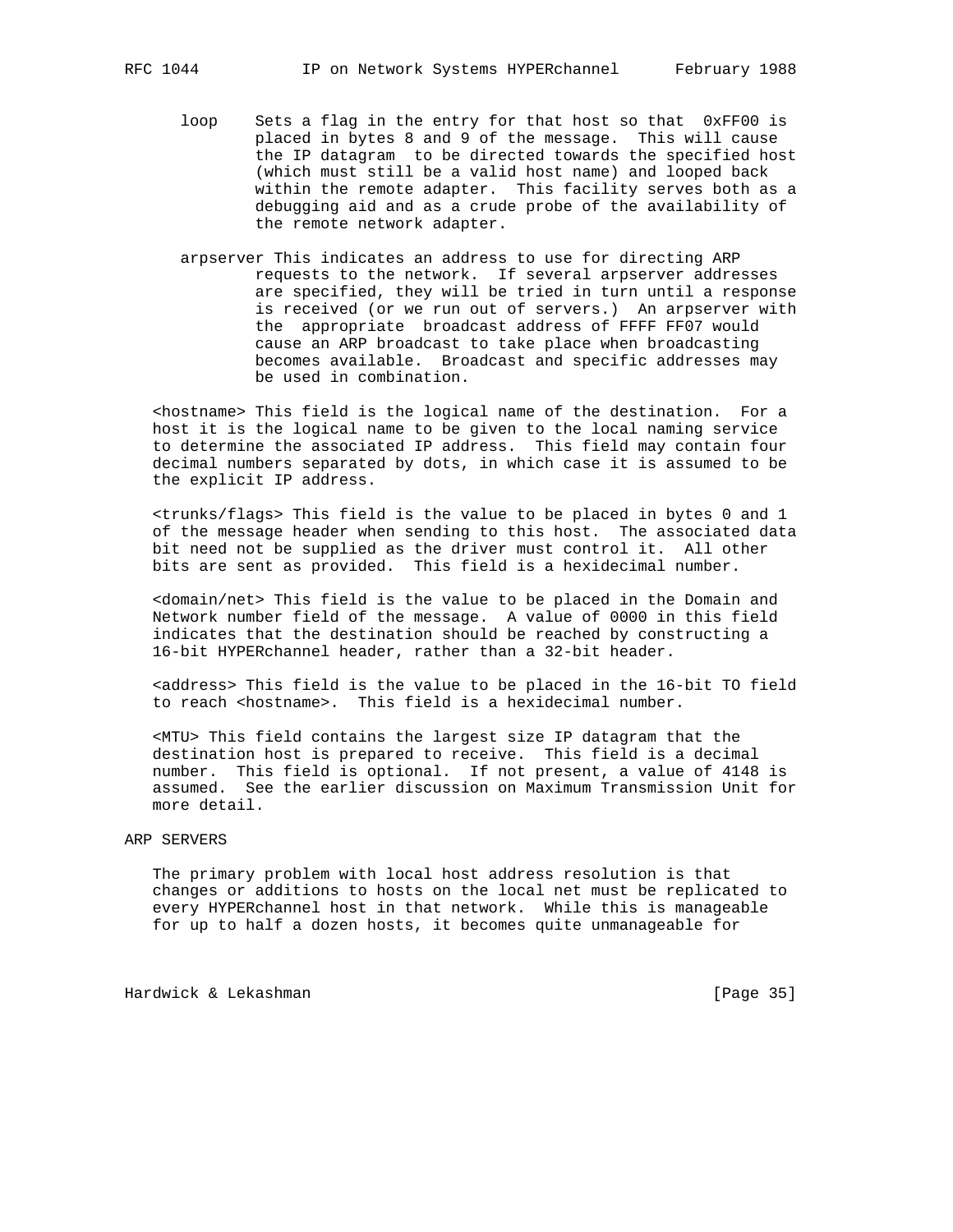loop Sets a flag in the entry for that host so that 0xFF00 is placed in bytes 8 and 9 of the message. This will cause the IP datagram to be directed towards the specified host (which must still be a valid host name) and looped back within the remote adapter. This facility serves both as a debugging aid and as a crude probe of the availability of the remote network adapter.

arpserver This indicates an address to use for directing ARP requests to the network. If several arpserver addresses are specified, they will be tried in turn until a response is received (or we run out of servers.) An arpserver with the appropriate broadcast address of FFFF FF07 would cause an ARP broadcast to take place when broadcasting becomes available. Broadcast and specific addresses may be used in combination.

<hostname> This field is the logical name of the destination. For a host it is the logical name to be given to the local naming service to determine the associated IP address. This field may contain four decimal numbers separated by dots, in which case it is assumed to be the explicit IP address.

<trunks/flags> This field is the value to be placed in bytes 0 and 1 of the message header when sending to this host. The associated data bit need not be supplied as the driver must control it. All other bits are sent as provided. This field is a hexidecimal number.

<domain/net> This field is the value to be placed in the Domain and Network number field of the message. A value of 0000 in this field indicates that the destination should be reached by constructing a 16-bit HYPERchannel header, rather than a 32-bit header.

<address> This field is the value to be placed in the 16-bit TO field to reach <hostname>. This field is a hexidecimal number.

<MTU> This field contains the largest size IP datagram that the destination host is prepared to receive. This field is a decimal number. This field is optional. If not present, a value of 4148 is assumed. See the earlier discussion on Maximum Transmission Unit for more detail.

## ARP SERVERS

The primary problem with local host address resolution is that changes or additions to hosts on the local net must be replicated to every HYPERchannel host in that network. While this is manageable for up to half a dozen hosts, it becomes quite unmanageable for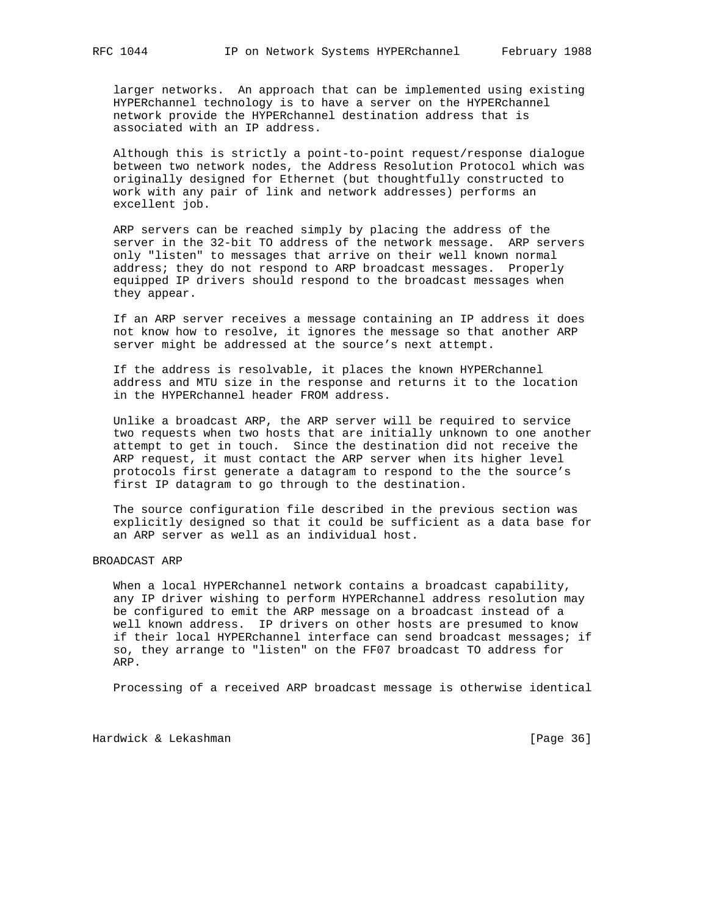larger networks. An approach that can be implemented using existing HYPERchannel technology is to have a server on the HYPERchannel network provide the HYPERchannel destination address that is associated with an IP address.

Although this is strictly a point-to-point request/response dialogue between two network nodes, the Address Resolution Protocol which was originally designed for Ethernet (but thoughtfully constructed to work with any pair of link and network addresses) performs an excellent job.

ARP servers can be reached simply by placing the address of the server in the 32-bit TO address of the network message. ARP servers only "listen" to messages that arrive on their well known normal address; they do not respond to ARP broadcast messages. Properly equipped IP drivers should respond to the broadcast messages when they appear.

If an ARP server receives a message containing an IP address it does not know how to resolve, it ignores the message so that another ARP server might be addressed at the source's next attempt.

If the address is resolvable, it places the known HYPERchannel address and MTU size in the response and returns it to the location in the HYPERchannel header FROM address.

Unlike a broadcast ARP, the ARP server will be required to service two requests when two hosts that are initially unknown to one another attempt to get in touch. Since the destination did not receive the ARP request, it must contact the ARP server when its higher level protocols first generate a datagram to respond to the the source's first IP datagram to go through to the destination.

The source configuration file described in the previous section was explicitly designed so that it could be sufficient as a data base for an ARP server as well as an individual host.

## BROADCAST ARP

When a local HYPERchannel network contains a broadcast capability, any IP driver wishing to perform HYPERchannel address resolution may be configured to emit the ARP message on a broadcast instead of a well known address. IP drivers on other hosts are presumed to know if their local HYPERchannel interface can send broadcast messages; if so, they arrange to "listen" on the FF07 broadcast TO address for ARP.

Processing of a received ARP broadcast message is otherwise identical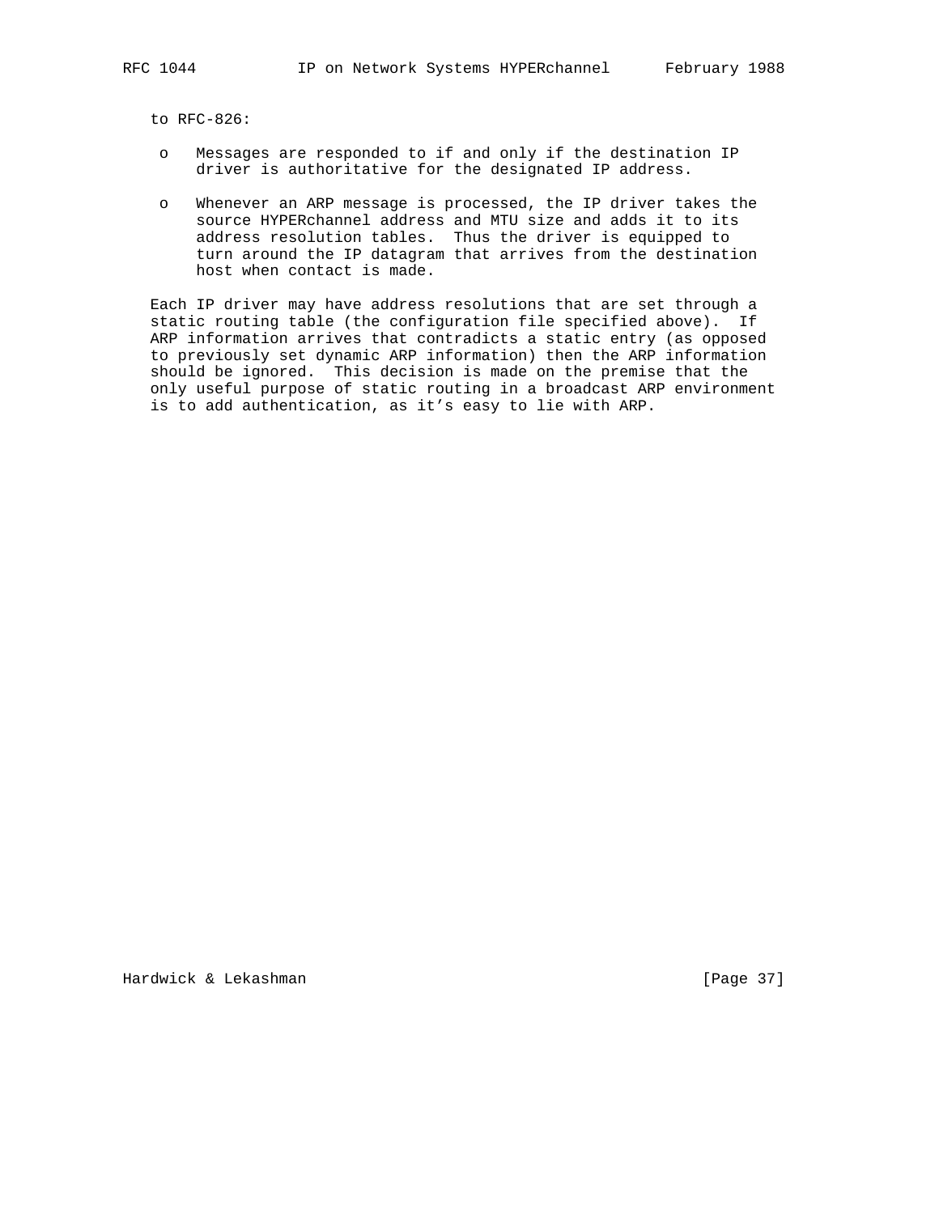to RFC-826:

- Messages are responded to if and only if the destination IP driver is authoritative for the designated IP address.

- Whenever an ARP message is processed, the IP driver takes the source HYPERchannel address and MTU size and adds it to its address resolution tables. Thus the driver is equipped to turn around the IP datagram that arrives from the destination host when contact is made.

Each IP driver may have address resolutions that are set through a static routing table (the configuration file specified above). If ARP information arrives that contradicts a static entry (as opposed to previously set dynamic ARP information) then the ARP information should be ignored. This decision is made on the premise that the only useful purpose of static routing in a broadcast ARP environment is to add authentication, as it’s easy to lie with ARP.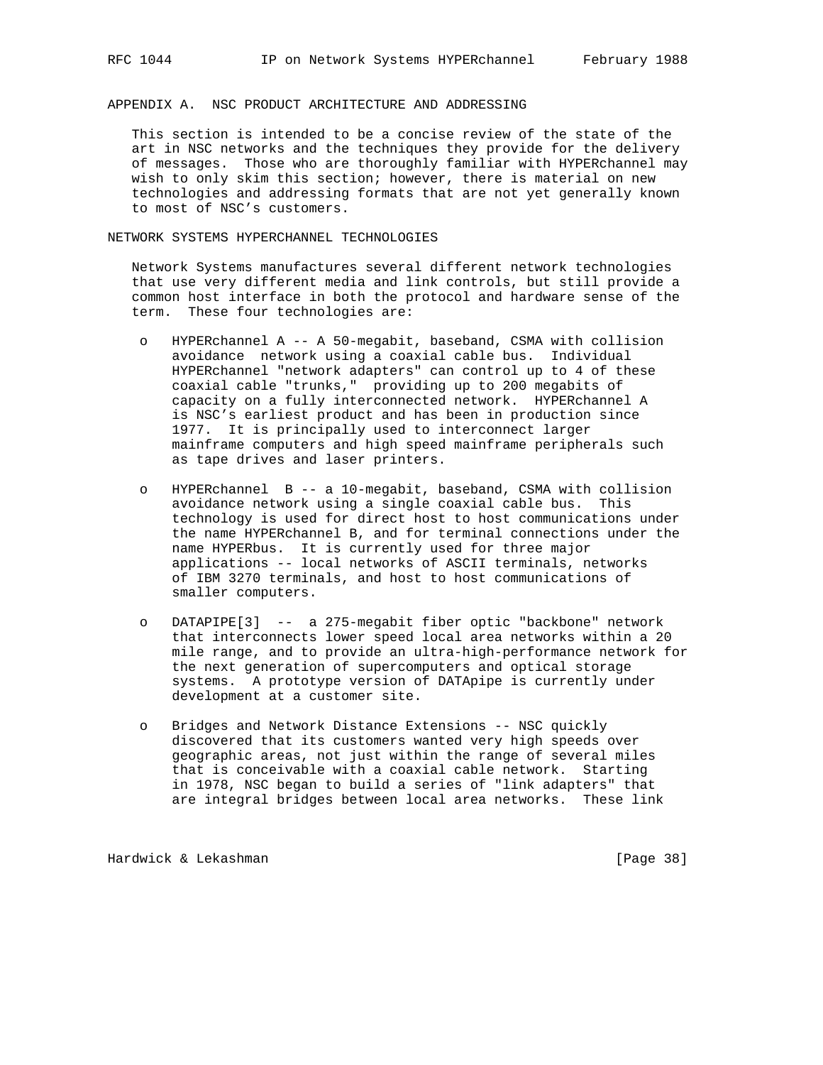## APPENDIX A. NSC PRODUCT ARCHITECTURE AND ADDRESSING

This section is intended to be a concise review of the state of the art in NSC networks and the techniques they provide for the delivery of messages. Those who are thoroughly familiar with HYPERchannel may wish to only skim this section; however, there is material on new technologies and addressing formats that are not yet generally known to most of NSC's customers.

### NETWORK SYSTEMS HYPERCHANNEL TECHNOLOGIES

Network Systems manufactures several different network technologies that use very different media and link controls, but still provide a common host interface in both the protocol and hardware sense of the term. These four technologies are:

- HYPERchannel A -- A 50-megabit, baseband, CSMA with collision avoidance network using a coaxial cable bus. Individual HYPERchannel "network adapters" can control up to 4 of these coaxial cable "trunks," providing up to 200 megabits of capacity on a fully interconnected network. HYPERchannel A is NSC's earliest product and has been in production since 1977. It is principally used to interconnect larger mainframe computers and high speed mainframe peripherals such as tape drives and laser printers.

- HYPERchannel B -- a 10-megabit, baseband, CSMA with collision avoidance network using a single coaxial cable bus. This technology is used for direct host to host communications under the name HYPERchannel B, and for terminal connections under the name HYPERbus. It is currently used for three major applications -- local networks of ASCII terminals, networks of IBM 3270 terminals, and host to host communications of smaller computers.

- DATAPIPE[3] -- a 275-megabit fiber optic "backbone" network that interconnects lower speed local area networks within a 20 mile range, and to provide an ultra-high-performance network for the next generation of supercomputers and optical storage systems. A prototype version of DATApipe is currently under development at a customer site.

- Bridges and Network Distance Extensions -- NSC quickly discovered that its customers wanted very high speeds over geographic areas, not just within the range of several miles that is conceivable with a coaxial cable network. Starting in 1978, NSC began to build a series of "link adapters" that are integral bridges between local area networks. These link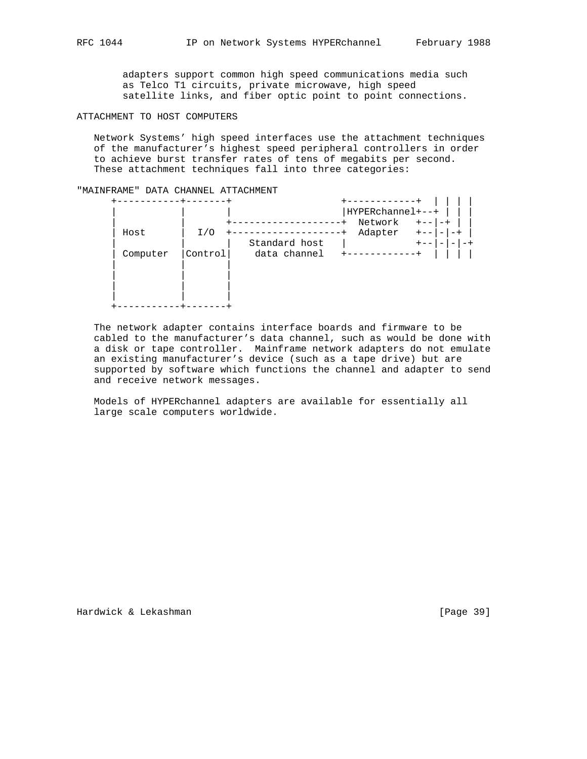adapters support common high speed communications media such as Telco T1 circuits, private microwave, high speed satellite links, and fiber optic point to point connections.

## ATTACHMENT TO HOST COMPUTERS

Network Systems' high speed interfaces use the attachment techniques of the manufacturer's highest speed peripheral controllers in order to achieve burst transfer rates of tens of megabits per second. These attachment techniques fall into three categories:

### "MAINFRAME" DATA CHANNEL ATTACHMENT

```
      +-----------+-------+                   +------------+  | | | |
      |           |       |                   |HYPERchannel+--+ | | |
      |           |       +-------------------+  Network   +--|-+ | |
      | Host      |  I/O  +-------------------+  Adapter   +--|-|-+ |
      |           |       |   Standard host   |            +--|-|-|-+
      | Computer  |Control|    data channel   +------------+  | | | |
      |           |       |
      |           |       |
      |           |       |
      |           |       |
      +-----------+-------+
```

The network adapter contains interface boards and firmware to be cabled to the manufacturer's data channel, such as would be done with a disk or tape controller. Mainframe network adapters do not emulate an existing manufacturer's device (such as a tape drive) but are supported by software which functions the channel and adapter to send and receive network messages.

Models of HYPERchannel adapters are available for essentially all large scale computers worldwide.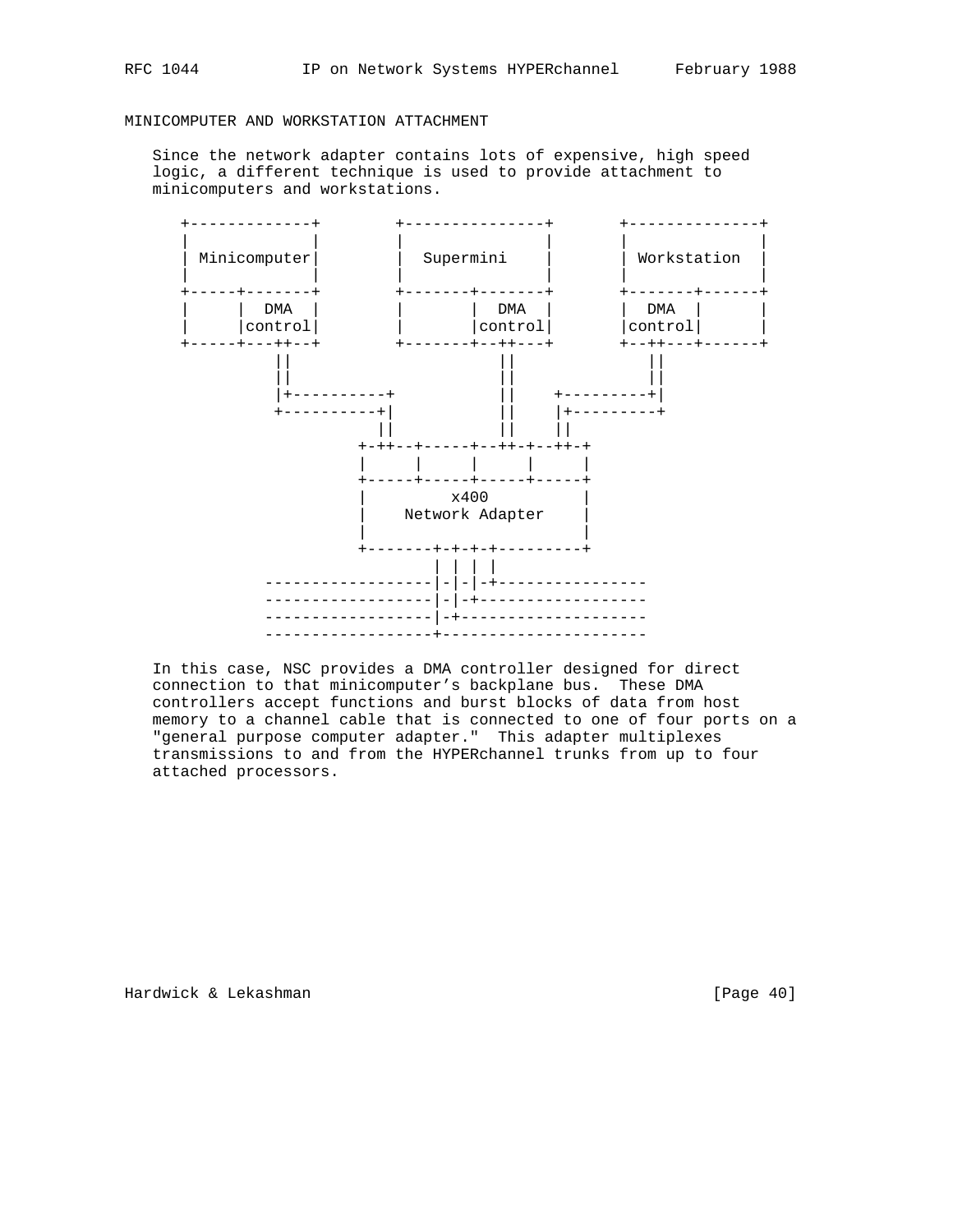## MINICOMPUTER AND WORKSTATION ATTACHMENT

Since the network adapter contains lots of expensive, high speed logic, a different technique is used to provide attachment to minicomputers and workstations.

```
 +-------------+        +---------------+       +--------------+
 |             |        |               |       |              |
 | Minicomputer|        |  Supermini    |       | Workstation  |
 |             |        |               |       |              |
 +-----+-------+        +-------+-------+       +-------+------+
 |     |  DMA  |        |       |  DMA  |       |  DMA  |      |
 |     |control|        |       |control|       |control|      |
 +-----+---++--+        +-------+--++---+       +--++---+------+
           ||                      ||              ||
           ||                      ||              ||
           |+----------+           ||    +---------+|
           +----------+|           ||    |+---------+
                      ||           ||    ||
                   +-++--+-----+--++-+--++-+
                   |     |     |     |     |
                   +-----+-----+-----+-----+
                   |        x400           |
                   |    Network Adapter    |
                   |                       |
                   +-------+-+-+-+---------+
                           | | | |
         ------------------|-|-|-+----------------
         ------------------|-|-+------------------
         ------------------|-+--------------------
         ------------------+----------------------
```

In this case, NSC provides a DMA controller designed for direct connection to that minicomputer's backplane bus. These DMA controllers accept functions and burst blocks of data from host memory to a channel cable that is connected to one of four ports on a "general purpose computer adapter." This adapter multiplexes transmissions to and from the HYPERchannel trunks from up to four attached processors.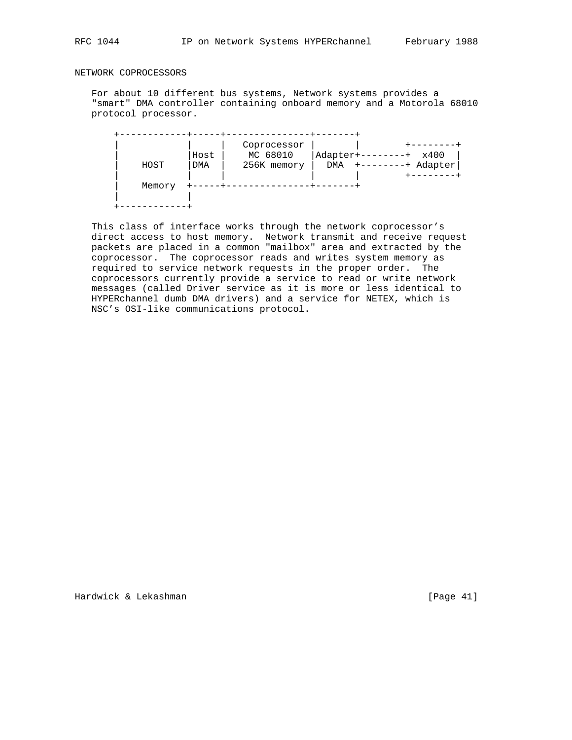NETWORK COPROCESSORS

For about 10 different bus systems, Network systems provides a "smart" DMA controller containing onboard memory and a Motorola 68010 protocol processor.

```
+------------+-----+---------------+-------+
|            |     |  Coprocessor  |       |        +--------+
|            |Host |   MC 68010    |Adapter+--------+  x400  |
|    HOST    |DMA  |  256K memory  |  DMA  +--------+ Adapter|
|            |     |               |       |        +--------+
|    Memory  +-----+---------------+-------+
|            |
+------------+
```

This class of interface works through the network coprocessor's direct access to host memory. Network transmit and receive request packets are placed in a common "mailbox" area and extracted by the coprocessor. The coprocessor reads and writes system memory as required to service network requests in the proper order. The coprocessors currently provide a service to read or write network messages (called Driver service as it is more or less identical to HYPERchannel dumb DMA drivers) and a service for NETEX, which is NSC's OSI-like communications protocol.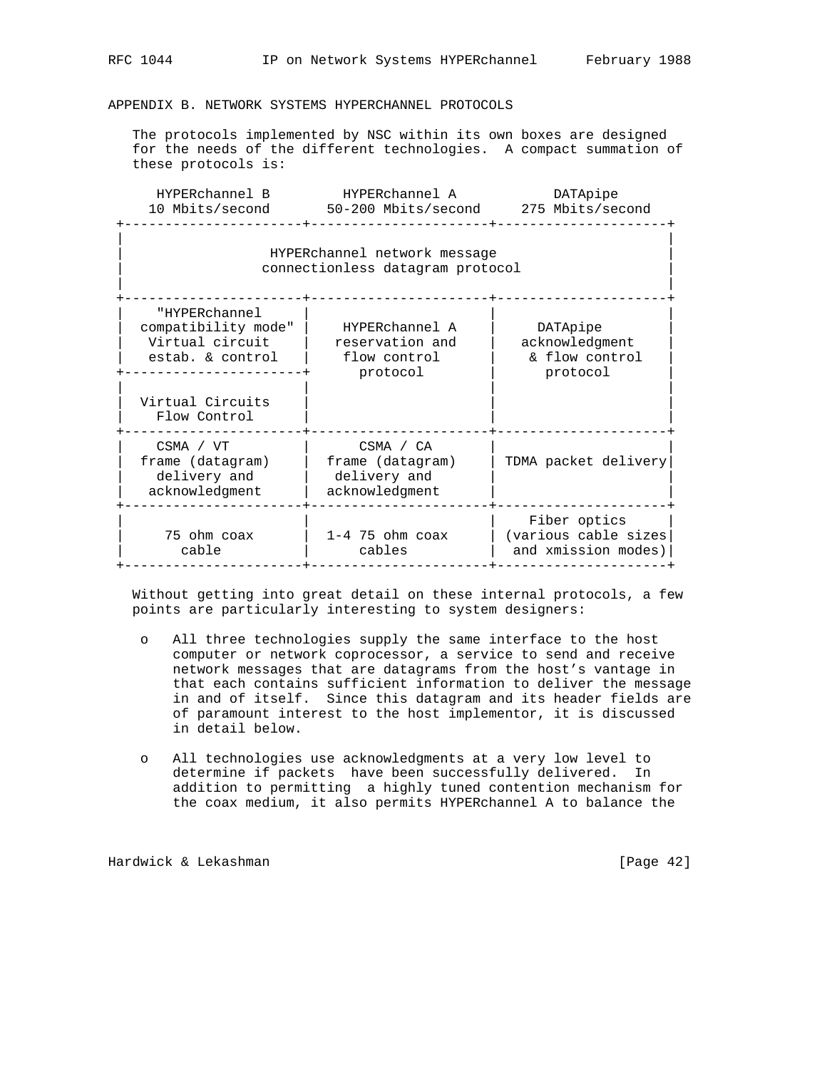## APPENDIX B. NETWORK SYSTEMS HYPERCHANNEL PROTOCOLS

The protocols implemented by NSC within its own boxes are designed for the needs of the different technologies. A compact summation of these protocols is:

```
     HYPERchannel B         HYPERchannel A           DATApipe
    10 Mbits/second       50-200 Mbits/second     275 Mbits/second
  +----------------------+---------------------+---------------------+
  |                                                                   |
  |                  HYPERchannel network message                     |
  |                 connectionless datagram protocol                  |
  |                                                                   |
  +----------------------+---------------------+---------------------+
  |   "HYPERchannel      |                     |                     |
  |  compatibility mode" |   HYPERchannel A    |     DATApipe        |
  |   Virtual circuit    |  reservation and    |  acknowledgment     |
  |   estab. & control   |   flow control      |   & flow control    |
  +----------------------+     protocol        |     protocol        |
  |                      |                     |                     |
  |  Virtual Circuits    |                     |                     |
  |    Flow Control      |                     |                     |
  +----------------------+---------------------+---------------------+
  |    CSMA / VT         |     CSMA / CA       |                     |
  |  frame (datagram)    |  frame (datagram)   | TDMA packet delivery|
  |    delivery and      |   delivery and      |                     |
  |   acknowledgment     |  acknowledgment     |                     |
  +----------------------+---------------------+---------------------+
  |                      |                     |    Fiber optics     |
  |     75 ohm coax      |  1-4 75 ohm coax    | (various cable sizes|
  |       cable          |      cables         |  and xmission modes)|
  +----------------------+---------------------+---------------------+
```

Without getting into great detail on these internal protocols, a few points are particularly interesting to system designers:

- All three technologies supply the same interface to the host computer or network coprocessor, a service to send and receive network messages that are datagrams from the host's vantage in that each contains sufficient information to deliver the message in and of itself. Since this datagram and its header fields are of paramount interest to the host implementor, it is discussed in detail below.

- All technologies use acknowledgments at a very low level to determine if packets have been successfully delivered. In addition to permitting a highly tuned contention mechanism for the coax medium, it also permits HYPERchannel A to balance the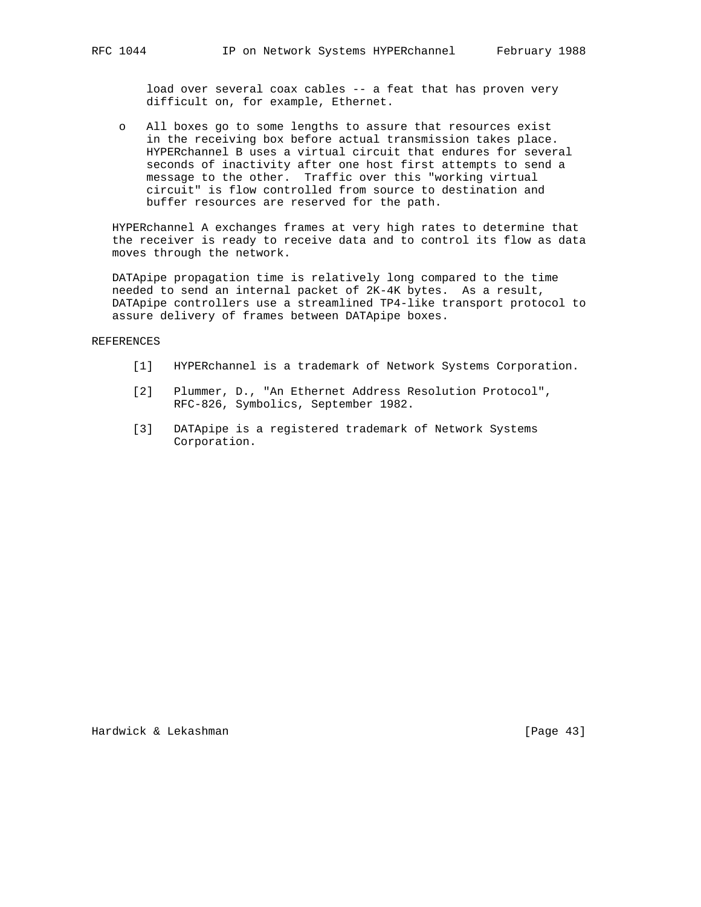load over several coax cables -- a feat that has proven very difficult on, for example, Ethernet.

- All boxes go to some lengths to assure that resources exist in the receiving box before actual transmission takes place. HYPERchannel B uses a virtual circuit that endures for several seconds of inactivity after one host first attempts to send a message to the other. Traffic over this "working virtual circuit" is flow controlled from source to destination and buffer resources are reserved for the path.

HYPERchannel A exchanges frames at very high rates to determine that the receiver is ready to receive data and to control its flow as data moves through the network.

DATApipe propagation time is relatively long compared to the time needed to send an internal packet of 2K-4K bytes. As a result, DATApipe controllers use a streamlined TP4-like transport protocol to assure delivery of frames between DATApipe boxes.

## REFERENCES

[1] HYPERchannel is a trademark of Network Systems Corporation.

[2] Plummer, D., "An Ethernet Address Resolution Protocol", RFC-826, Symbolics, September 1982.

[3] DATApipe is a registered trademark of Network Systems Corporation.